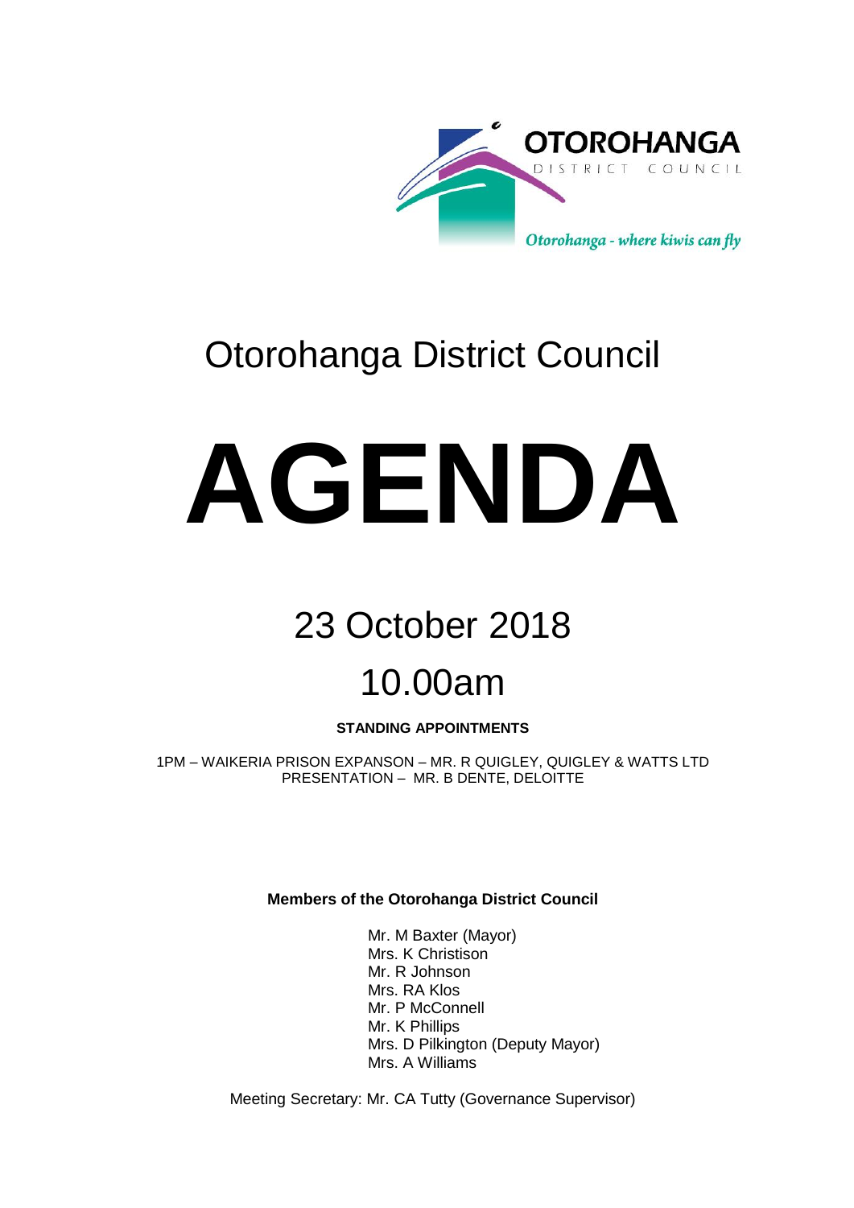OTOROHANGA
DISTRICT COUNCIL

*Otorohanga - where kiwis can fly*

# Otorohanga District Council

# AGENDA

## 23 October 2018

## 10.00am

**STANDING APPOINTMENTS**

1PM – WAIKERIA PRISON EXPANSON – MR. R QUIGLEY, QUIGLEY & WATTS LTD
PRESENTATION – MR. B DENTE, DELOITTE

**Members of the Otorohanga District Council**

Mr. M Baxter (Mayor)
Mrs. K Christison
Mr. R Johnson
Mrs. RA Klos
Mr. P McConnell
Mr. K Phillips
Mrs. D Pilkington (Deputy Mayor)
Mrs. A Williams

Meeting Secretary: Mr. CA Tutty (Governance Supervisor)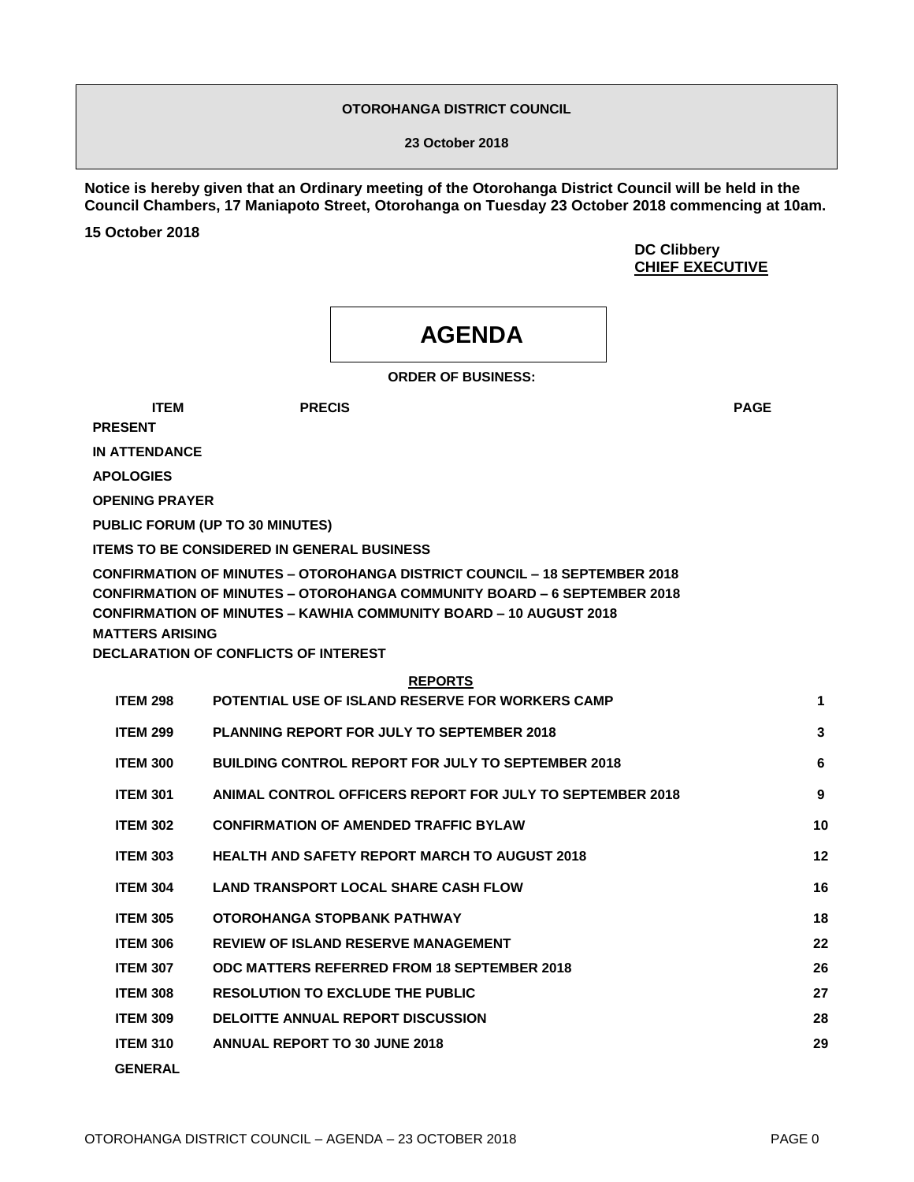**OTOROHANGA DISTRICT COUNCIL**

**23 October 2018**

**Notice is hereby given that an Ordinary meeting of the Otorohanga District Council will be held in the Council Chambers, 17 Maniapoto Street, Otorohanga on Tuesday 23 October 2018 commencing at 10am.**

**15 October 2018**

**DC Clibbery**
**CHIEF EXECUTIVE**

# AGENDA

**ORDER OF BUSINESS:**

| ITEM | PRECIS | PAGE |
|---|---|---|
| **PRESENT** | | |
| **IN ATTENDANCE** | | |
| **APOLOGIES** | | |
| **OPENING PRAYER** | | |
| **PUBLIC FORUM (UP TO 30 MINUTES)** | | |
| **ITEMS TO BE CONSIDERED IN GENERAL BUSINESS** | | |
| **CONFIRMATION OF MINUTES – OTOROHANGA DISTRICT COUNCIL – 18 SEPTEMBER 2018** | | |
| **CONFIRMATION OF MINUTES – OTOROHANGA COMMUNITY BOARD – 6 SEPTEMBER 2018** | | |
| **CONFIRMATION OF MINUTES – KAWHIA COMMUNITY BOARD – 10 AUGUST 2018** | | |
| **MATTERS ARISING** | | |
| **DECLARATION OF CONFLICTS OF INTEREST** | | |
| | **REPORTS** | |
| **ITEM 298** | **POTENTIAL USE OF ISLAND RESERVE FOR WORKERS CAMP** | **1** |
| **ITEM 299** | **PLANNING REPORT FOR JULY TO SEPTEMBER 2018** | **3** |
| **ITEM 300** | **BUILDING CONTROL REPORT FOR JULY TO SEPTEMBER 2018** | **6** |
| **ITEM 301** | **ANIMAL CONTROL OFFICERS REPORT FOR JULY TO SEPTEMBER 2018** | **9** |
| **ITEM 302** | **CONFIRMATION OF AMENDED TRAFFIC BYLAW** | **10** |
| **ITEM 303** | **HEALTH AND SAFETY REPORT MARCH TO AUGUST 2018** | **12** |
| **ITEM 304** | **LAND TRANSPORT LOCAL SHARE CASH FLOW** | **16** |
| **ITEM 305** | **OTOROHANGA STOPBANK PATHWAY** | **18** |
| **ITEM 306** | **REVIEW OF ISLAND RESERVE MANAGEMENT** | **22** |
| **ITEM 307** | **ODC MATTERS REFERRED FROM 18 SEPTEMBER 2018** | **26** |
| **ITEM 308** | **RESOLUTION TO EXCLUDE THE PUBLIC** | **27** |
| **ITEM 309** | **DELOITTE ANNUAL REPORT DISCUSSION** | **28** |
| **ITEM 310** | **ANNUAL REPORT TO 30 JUNE 2018** | **29** |
| **GENERAL** | | |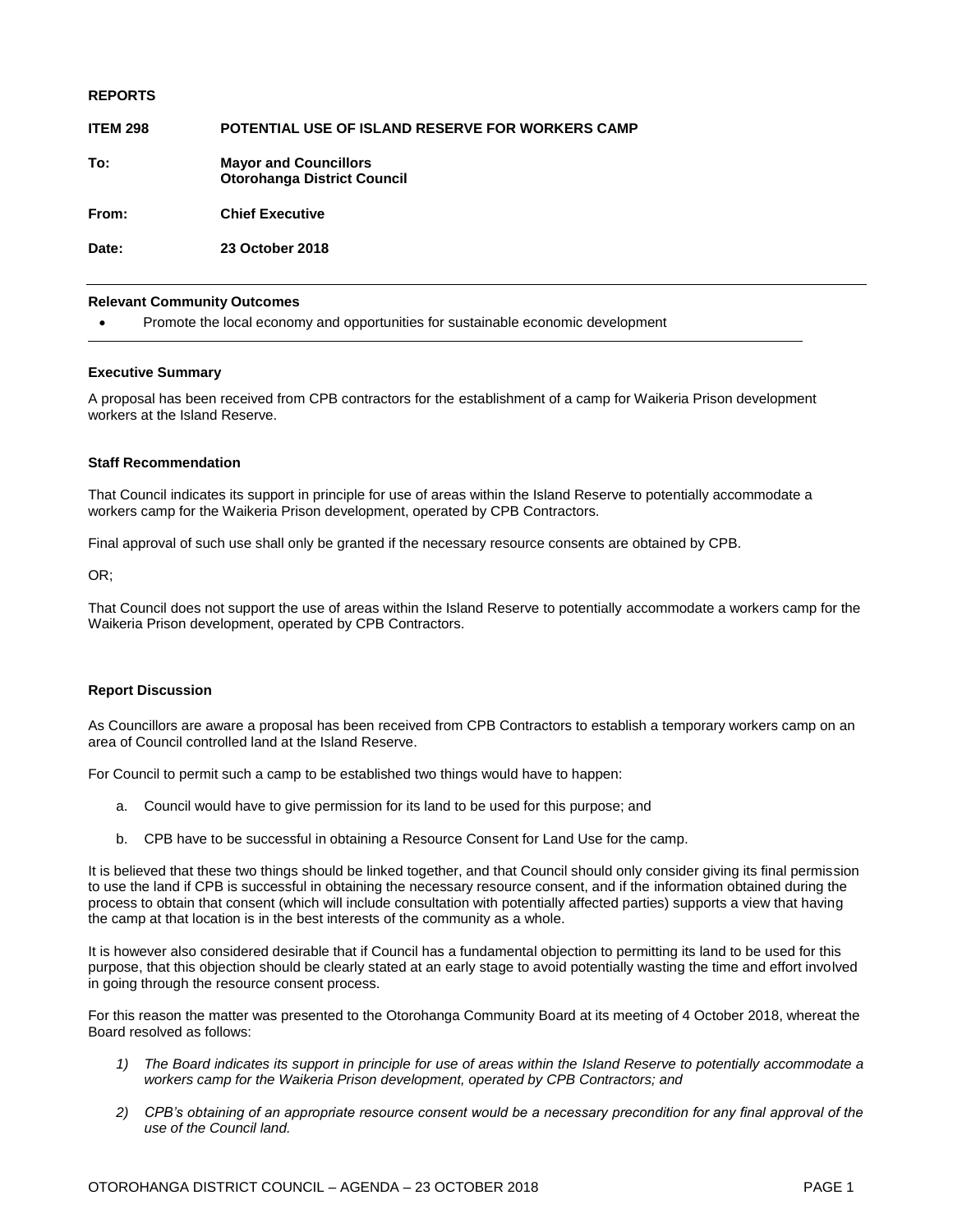**REPORTS**

**ITEM 298 POTENTIAL USE OF ISLAND RESERVE FOR WORKERS CAMP**

**To:** **Mayor and Councillors**
**Otorohanga District Council**

**From:** **Chief Executive**

**Date:** **23 October 2018**

---

**Relevant Community Outcomes**

- Promote the local economy and opportunities for sustainable economic development

---

**Executive Summary**

A proposal has been received from CPB contractors for the establishment of a camp for Waikeria Prison development workers at the Island Reserve.

**Staff Recommendation**

That Council indicates its support in principle for use of areas within the Island Reserve to potentially accommodate a workers camp for the Waikeria Prison development, operated by CPB Contractors.

Final approval of such use shall only be granted if the necessary resource consents are obtained by CPB.

OR;

That Council does not support the use of areas within the Island Reserve to potentially accommodate a workers camp for the Waikeria Prison development, operated by CPB Contractors.

**Report Discussion**

As Councillors are aware a proposal has been received from CPB Contractors to establish a temporary workers camp on an area of Council controlled land at the Island Reserve.

For Council to permit such a camp to be established two things would have to happen:

a. Council would have to give permission for its land to be used for this purpose; and

b. CPB have to be successful in obtaining a Resource Consent for Land Use for the camp.

It is believed that these two things should be linked together, and that Council should only consider giving its final permission to use the land if CPB is successful in obtaining the necessary resource consent, and if the information obtained during the process to obtain that consent (which will include consultation with potentially affected parties) supports a view that having the camp at that location is in the best interests of the community as a whole.

It is however also considered desirable that if Council has a fundamental objection to permitting its land to be used for this purpose, that this objection should be clearly stated at an early stage to avoid potentially wasting the time and effort involved in going through the resource consent process.

For this reason the matter was presented to the Otorohanga Community Board at its meeting of 4 October 2018, whereat the Board resolved as follows:

1) *The Board indicates its support in principle for use of areas within the Island Reserve to potentially accommodate a workers camp for the Waikeria Prison development, operated by CPB Contractors; and*

2) *CPB's obtaining of an appropriate resource consent would be a necessary precondition for any final approval of the use of the Council land.*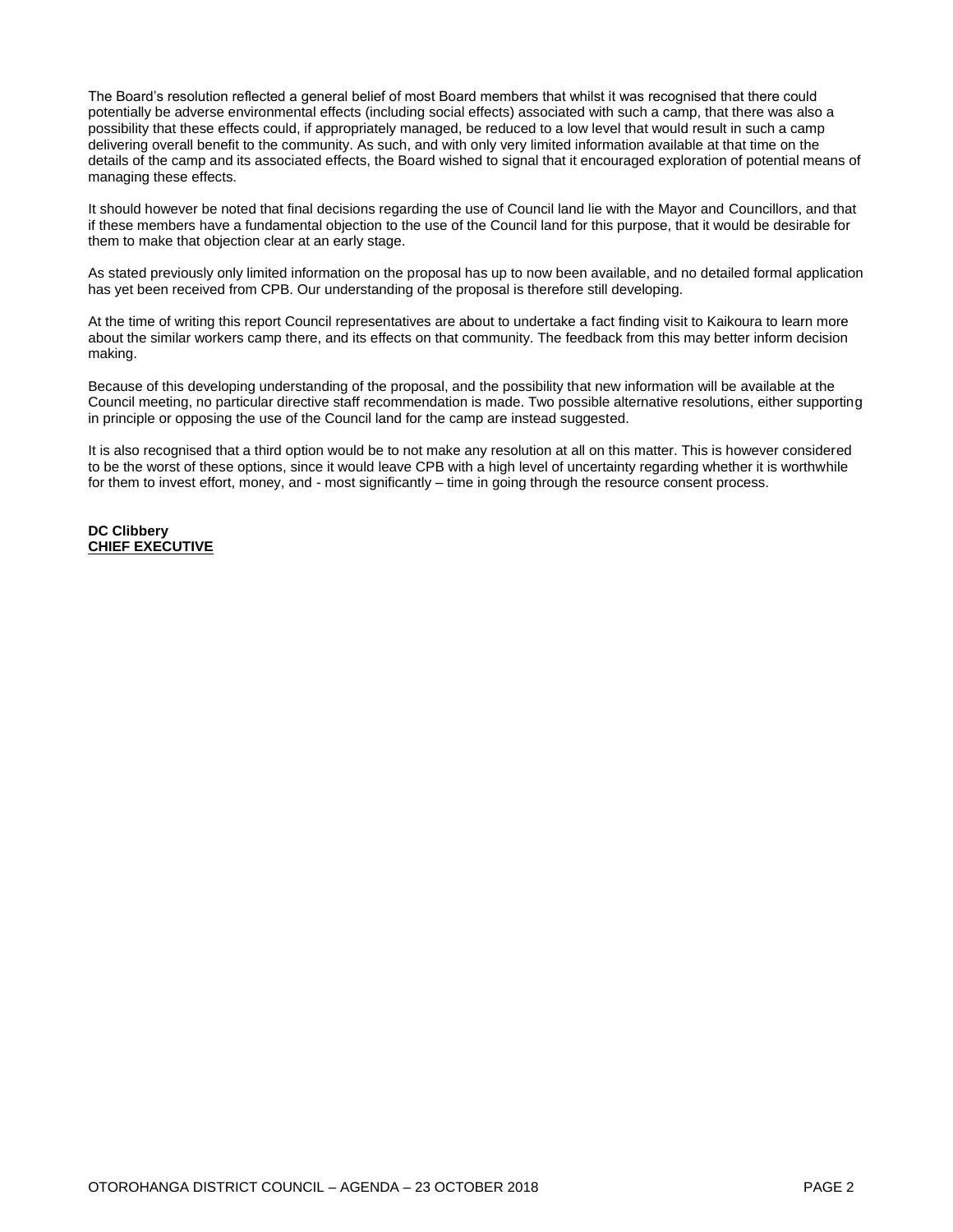The Board's resolution reflected a general belief of most Board members that whilst it was recognised that there could potentially be adverse environmental effects (including social effects) associated with such a camp, that there was also a possibility that these effects could, if appropriately managed, be reduced to a low level that would result in such a camp delivering overall benefit to the community. As such, and with only very limited information available at that time on the details of the camp and its associated effects, the Board wished to signal that it encouraged exploration of potential means of managing these effects.

It should however be noted that final decisions regarding the use of Council land lie with the Mayor and Councillors, and that if these members have a fundamental objection to the use of the Council land for this purpose, that it would be desirable for them to make that objection clear at an early stage.

As stated previously only limited information on the proposal has up to now been available, and no detailed formal application has yet been received from CPB. Our understanding of the proposal is therefore still developing.

At the time of writing this report Council representatives are about to undertake a fact finding visit to Kaikoura to learn more about the similar workers camp there, and its effects on that community. The feedback from this may better inform decision making.

Because of this developing understanding of the proposal, and the possibility that new information will be available at the Council meeting, no particular directive staff recommendation is made. Two possible alternative resolutions, either supporting in principle or opposing the use of the Council land for the camp are instead suggested.

It is also recognised that a third option would be to not make any resolution at all on this matter. This is however considered to be the worst of these options, since it would leave CPB with a high level of uncertainty regarding whether it is worthwhile for them to invest effort, money, and - most significantly – time in going through the resource consent process.

**DC Clibbery**
**CHIEF EXECUTIVE**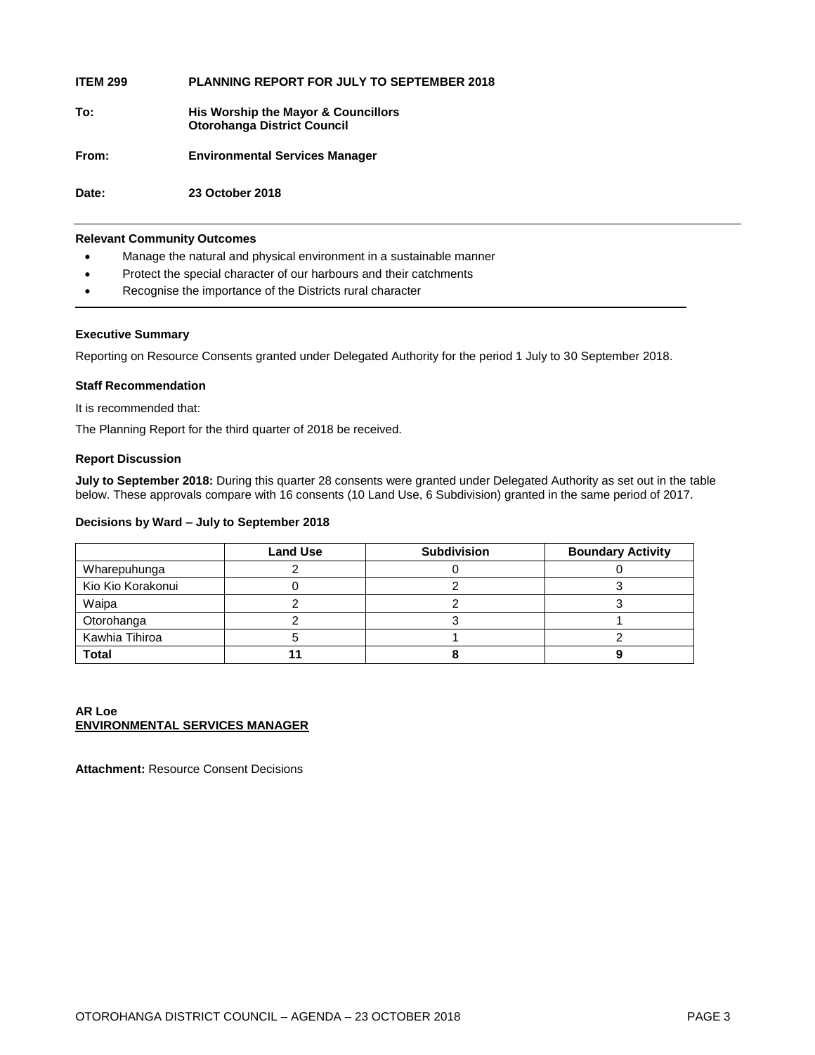**ITEM 299 PLANNING REPORT FOR JULY TO SEPTEMBER 2018**

**To:** **His Worship the Mayor & Councillors**
**Otorohanga District Council**

**From:** **Environmental Services Manager**

**Date:** **23 October 2018**

---

**Relevant Community Outcomes**

- Manage the natural and physical environment in a sustainable manner
- Protect the special character of our harbours and their catchments
- Recognise the importance of the Districts rural character

---

**Executive Summary**

Reporting on Resource Consents granted under Delegated Authority for the period 1 July to 30 September 2018.

**Staff Recommendation**

It is recommended that:

The Planning Report for the third quarter of 2018 be received.

**Report Discussion**

**July to September 2018:** During this quarter 28 consents were granted under Delegated Authority as set out in the table below. These approvals compare with 16 consents (10 Land Use, 6 Subdivision) granted in the same period of 2017.

**Decisions by Ward – July to September 2018**

| | Land Use | Subdivision | Boundary Activity |
|---|---|---|---|
| Wharepuhunga | 2 | 0 | 0 |
| Kio Kio Korakonui | 0 | 2 | 3 |
| Waipa | 2 | 2 | 3 |
| Otorohanga | 2 | 3 | 1 |
| Kawhia Tihiroa | 5 | 1 | 2 |
| **Total** | **11** | **8** | **9** |

**AR Loe**
**ENVIRONMENTAL SERVICES MANAGER**

**Attachment:** Resource Consent Decisions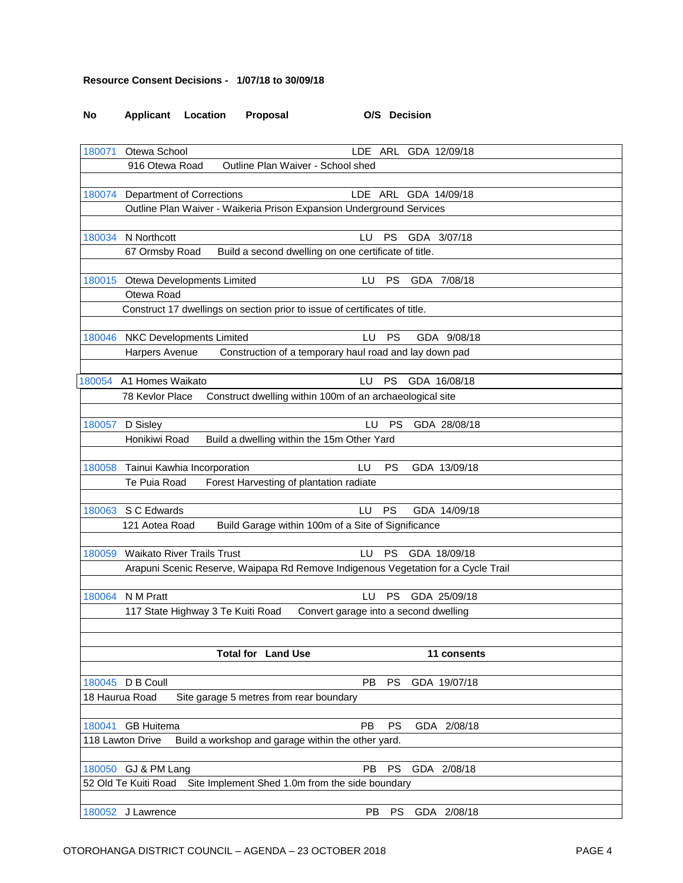**Resource Consent Decisions - 1/07/18 to 30/09/18**

| No | Applicant | Location | Proposal | O/S | Decision |
|---|---|---|---|---|---|
| 180071 | Otewa School | | LDE | ARL | GDA 12/09/18 |
| | 916 Otewa Road | Outline Plan Waiver - School shed | | | |
| 180074 | Department of Corrections | | LDE | ARL | GDA 14/09/18 |
| | Outline Plan Waiver - Waikeria Prison Expansion Underground Services | | | | |
| 180034 | N Northcott | | LU | PS | GDA 3/07/18 |
| | 67 Ormsby Road | Build a second dwelling on one certificate of title. | | | |
| 180015 | Otewa Developments Limited | | LU | PS | GDA 7/08/18 |
| | Otewa Road | | | | |
| | Construct 17 dwellings on section prior to issue of certificates of title. | | | | |
| 180046 | NKC Developments Limited | | LU | PS | GDA 9/08/18 |
| | Harpers Avenue | Construction of a temporary haul road and lay down pad | | | |
| 180054 | A1 Homes Waikato | | LU | PS | GDA 16/08/18 |
| | 78 Kevlor Place | Construct dwelling within 100m of an archaeological site | | | |
| 180057 | D Sisley | | LU | PS | GDA 28/08/18 |
| | Honikiwi Road | Build a dwelling within the 15m Other Yard | | | |
| 180058 | Tainui Kawhia Incorporation | | LU | PS | GDA 13/09/18 |
| | Te Puia Road | Forest Harvesting of plantation radiate | | | |
| 180063 | S C Edwards | | LU | PS | GDA 14/09/18 |
| | 121 Aotea Road | Build Garage within 100m of a Site of Significance | | | |
| 180059 | Waikato River Trails Trust | | LU | PS | GDA 18/09/18 |
| | Arapuni Scenic Reserve, Waipapa Rd | Remove Indigenous Vegetation for a Cycle Trail | | | |
| 180064 | N M Pratt | | LU | PS | GDA 25/09/18 |
| | 117 State Highway 3 Te Kuiti Road | Convert garage into a second dwelling | | | |
| | | **Total for Land Use** | | | **11 consents** |
| 180045 | D B Coull | | PB | PS | GDA 19/07/18 |
| 18 Haurua Road | | Site garage 5 metres from rear boundary | | | |
| 180041 | GB Huitema | | PB | PS | GDA 2/08/18 |
| 118 Lawton Drive | | Build a workshop and garage within the other yard. | | | |
| 180050 | GJ & PM Lang | | PB | PS | GDA 2/08/18 |
| 52 Old Te Kuiti Road | | Site Implement Shed 1.0m from the side boundary | | | |
| 180052 | J Lawrence | | PB | PS | GDA 2/08/18 |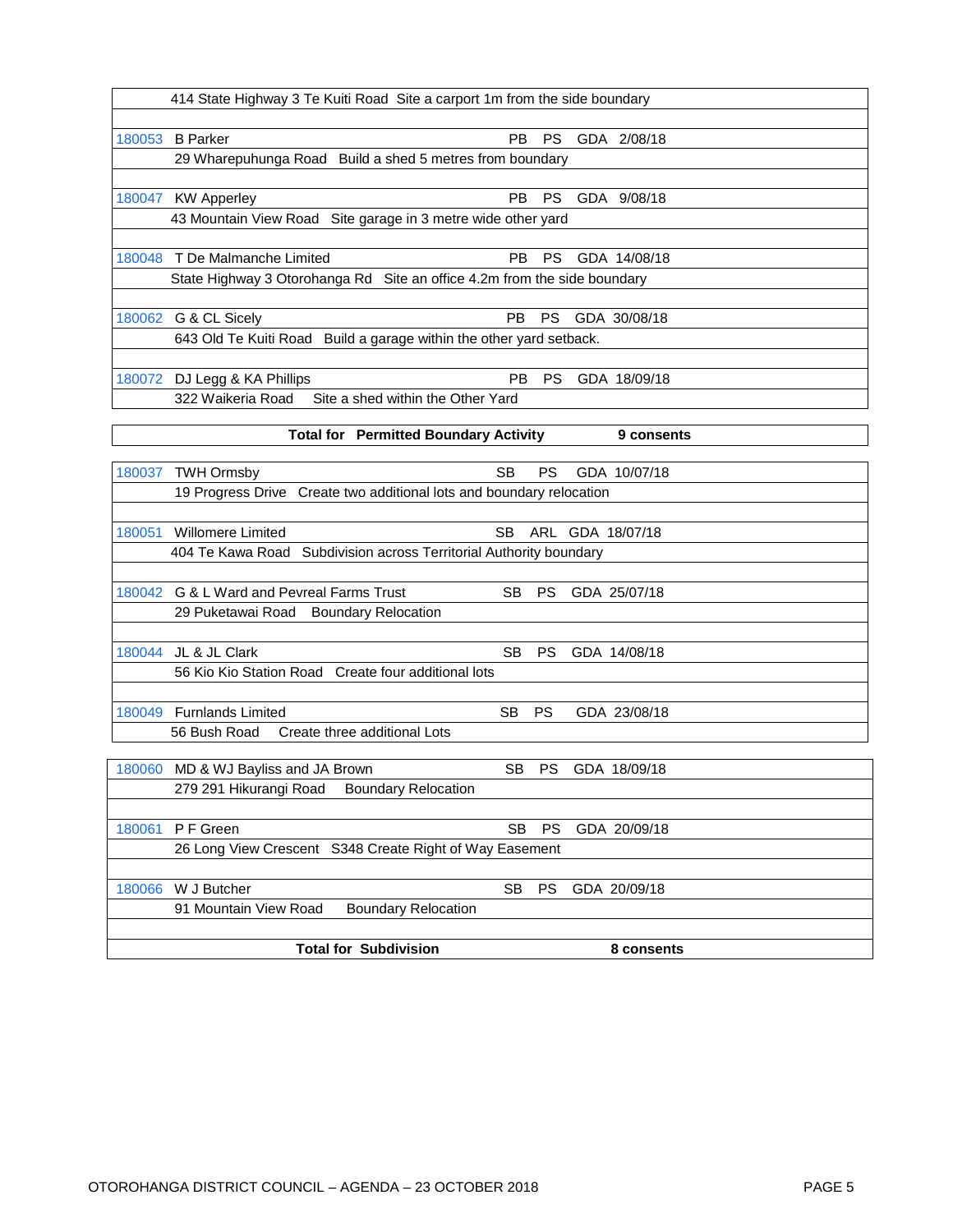| | | | | | |
|---|---|---|---|---|---|
| | 414 State Highway 3 Te Kuiti Road  Site a carport 1m from the side boundary | | | | |
| 180053 | B Parker | PB | PS | GDA | 2/08/18 |
| | 29 Wharepuhunga Road  Build a shed 5 metres from boundary | | | | |
| 180047 | KW Apperley | PB | PS | GDA | 9/08/18 |
| | 43 Mountain View Road  Site garage in 3 metre wide other yard | | | | |
| 180048 | T De Malmanche Limited | PB | PS | GDA | 14/08/18 |
| | State Highway 3 Otorohanga Rd  Site an office 4.2m from the side boundary | | | | |
| 180062 | G & CL Sicely | PB | PS | GDA | 30/08/18 |
| | 643 Old Te Kuiti Road  Build a garage within the other yard setback. | | | | |
| 180072 | DJ Legg & KA Phillips | PB | PS | GDA | 18/09/18 |
| | 322 Waikeria Road  Site a shed within the Other Yard | | | | |

**Total for Permitted Boundary Activity — 9 consents**

| | | | | | |
|---|---|---|---|---|---|
| 180037 | TWH Ormsby | SB | PS | GDA | 10/07/18 |
| | 19 Progress Drive  Create two additional lots and boundary relocation | | | | |
| 180051 | Willomere Limited | SB | ARL | GDA | 18/07/18 |
| | 404 Te Kawa Road  Subdivision across Territorial Authority boundary | | | | |
| 180042 | G & L Ward and Pevreal Farms Trust | SB | PS | GDA | 25/07/18 |
| | 29 Puketawai Road  Boundary Relocation | | | | |
| 180044 | JL & JL Clark | SB | PS | GDA | 14/08/18 |
| | 56 Kio Kio Station Road  Create four additional lots | | | | |
| 180049 | Furnlands Limited | SB | PS | GDA | 23/08/18 |
| | 56 Bush Road  Create three additional Lots | | | | |
| 180060 | MD & WJ Bayliss and JA Brown | SB | PS | GDA | 18/09/18 |
| | 279 291 Hikurangi Road  Boundary Relocation | | | | |
| 180061 | P F Green | SB | PS | GDA | 20/09/18 |
| | 26 Long View Crescent  S348 Create Right of Way Easement | | | | |
| 180066 | W J Butcher | SB | PS | GDA | 20/09/18 |
| | 91 Mountain View Road  Boundary Relocation | | | | |

**Total for Subdivision — 8 consents**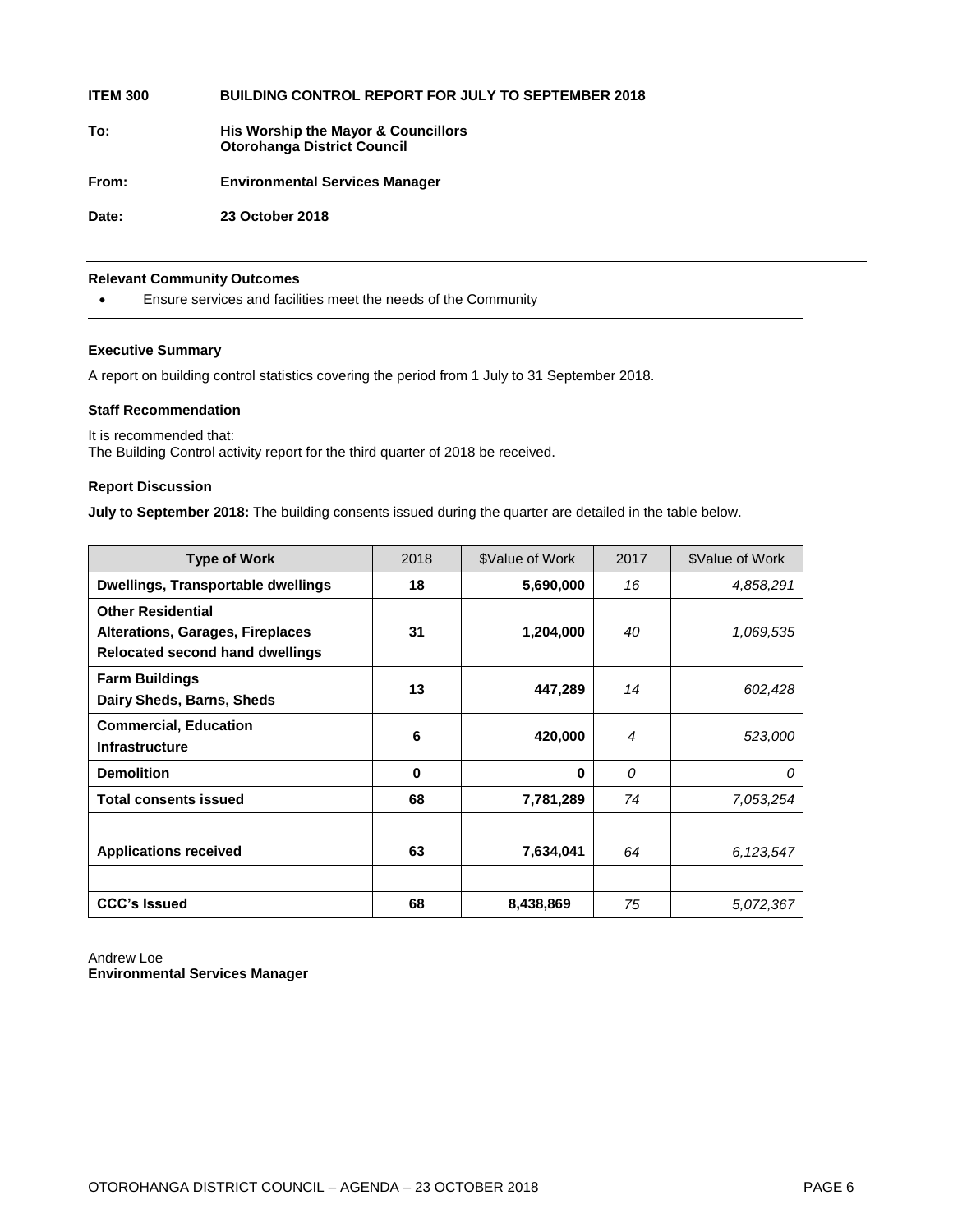**ITEM 300 BUILDING CONTROL REPORT FOR JULY TO SEPTEMBER 2018**

**To:** **His Worship the Mayor & Councillors**
**Otorohanga District Council**

**From:** **Environmental Services Manager**

**Date:** **23 October 2018**

---

**Relevant Community Outcomes**

- Ensure services and facilities meet the needs of the Community

---

**Executive Summary**

A report on building control statistics covering the period from 1 July to 31 September 2018.

**Staff Recommendation**

It is recommended that:
The Building Control activity report for the third quarter of 2018 be received.

**Report Discussion**

**July to September 2018:** The building consents issued during the quarter are detailed in the table below.

| Type of Work | 2018 | $Value of Work | 2017 | $Value of Work |
|---|---|---|---|---|
| **Dwellings, Transportable dwellings** | **18** | **5,690,000** | *16* | *4,858,291* |
| **Other Residential**<br>**Alterations, Garages, Fireplaces**<br>**Relocated second hand dwellings** | **31** | **1,204,000** | *40* | *1,069,535* |
| **Farm Buildings**<br>**Dairy Sheds, Barns, Sheds** | **13** | **447,289** | *14* | *602,428* |
| **Commercial, Education**<br>**Infrastructure** | **6** | **420,000** | *4* | *523,000* |
| **Demolition** | **0** | **0** | *0* | *0* |
| **Total consents issued** | **68** | **7,781,289** | *74* | *7,053,254* |
| | | | | |
| **Applications received** | **63** | **7,634,041** | *64* | *6,123,547* |
| | | | | |
| **CCC's Issued** | **68** | **8,438,869** | *75* | *5,072,367* |

Andrew Loe
**Environmental Services Manager**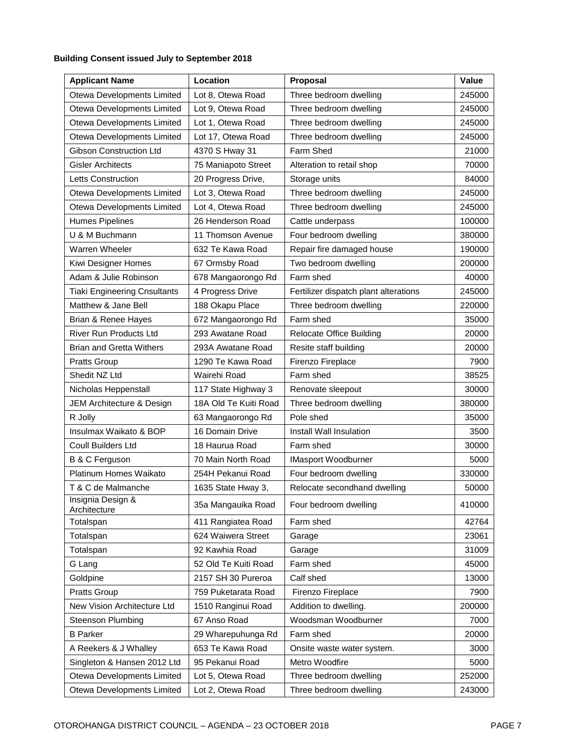**Building Consent issued July to September 2018**

| Applicant Name | Location | Proposal | Value |
|---|---|---|---|
| Otewa Developments Limited | Lot 8, Otewa Road | Three bedroom dwelling | 245000 |
| Otewa Developments Limited | Lot 9, Otewa Road | Three bedroom dwelling | 245000 |
| Otewa Developments Limited | Lot 1, Otewa Road | Three bedroom dwelling | 245000 |
| Otewa Developments Limited | Lot 17, Otewa Road | Three bedroom dwelling | 245000 |
| Gibson Construction Ltd | 4370 S Hway 31 | Farm Shed | 21000 |
| Gisler Architects | 75 Maniapoto Street | Alteration to retail shop | 70000 |
| Letts Construction | 20 Progress Drive, | Storage units | 84000 |
| Otewa Developments Limited | Lot 3, Otewa Road | Three bedroom dwelling | 245000 |
| Otewa Developments Limited | Lot 4, Otewa Road | Three bedroom dwelling | 245000 |
| Humes Pipelines | 26 Henderson Road | Cattle underpass | 100000 |
| U & M Buchmann | 11 Thomson Avenue | Four bedroom dwelling | 380000 |
| Warren Wheeler | 632 Te Kawa Road | Repair fire damaged house | 190000 |
| Kiwi Designer Homes | 67 Ormsby Road | Two bedroom dwelling | 200000 |
| Adam & Julie Robinson | 678 Mangaorongo Rd | Farm shed | 40000 |
| Tiaki Engineering Cnsultants | 4 Progress Drive | Fertilizer dispatch plant alterations | 245000 |
| Matthew & Jane Bell | 188 Okapu Place | Three bedroom dwelling | 220000 |
| Brian & Renee Hayes | 672 Mangaorongo Rd | Farm shed | 35000 |
| River Run Products Ltd | 293 Awatane Road | Relocate Office Building | 20000 |
| Brian and Gretta Withers | 293A Awatane Road | Resite staff building | 20000 |
| Pratts Group | 1290 Te Kawa Road | Firenzo Fireplace | 7900 |
| Shedit NZ Ltd | Wairehi Road | Farm shed | 38525 |
| Nicholas Heppenstall | 117 State Highway 3 | Renovate sleepout | 30000 |
| JEM Architecture & Design | 18A Old Te Kuiti Road | Three bedroom dwelling | 380000 |
| R Jolly | 63 Mangaorongo Rd | Pole shed | 35000 |
| Insulmax Waikato & BOP | 16 Domain Drive | Install Wall Insulation | 3500 |
| Coull Builders Ltd | 18 Haurua Road | Farm shed | 30000 |
| B & C Ferguson | 70 Main North Road | IMasport Woodburner | 5000 |
| Platinum Homes Waikato | 254H Pekanui Road | Four bedroom dwelling | 330000 |
| T & C de Malmanche | 1635 State Hway 3, | Relocate secondhand dwelling | 50000 |
| Insignia Design & Architecture | 35a Mangauika Road | Four bedroom dwelling | 410000 |
| Totalspan | 411 Rangiatea Road | Farm shed | 42764 |
| Totalspan | 624 Waiwera Street | Garage | 23061 |
| Totalspan | 92 Kawhia Road | Garage | 31009 |
| G Lang | 52 Old Te Kuiti Road | Farm shed | 45000 |
| Goldpine | 2157 SH 30 Pureroa | Calf shed | 13000 |
| Pratts Group | 759 Puketarata Road | Firenzo Fireplace | 7900 |
| New Vision Architecture Ltd | 1510 Ranginui Road | Addition to dwelling. | 200000 |
| Steenson Plumbing | 67 Anso Road | Woodsman Woodburner | 7000 |
| B Parker | 29 Wharepuhunga Rd | Farm shed | 20000 |
| A Reekers & J Whalley | 653 Te Kawa Road | Onsite waste water system. | 3000 |
| Singleton & Hansen 2012 Ltd | 95 Pekanui Road | Metro Woodfire | 5000 |
| Otewa Developments Limited | Lot 5, Otewa Road | Three bedroom dwelling | 252000 |
| Otewa Developments Limited | Lot 2, Otewa Road | Three bedroom dwelling | 243000 |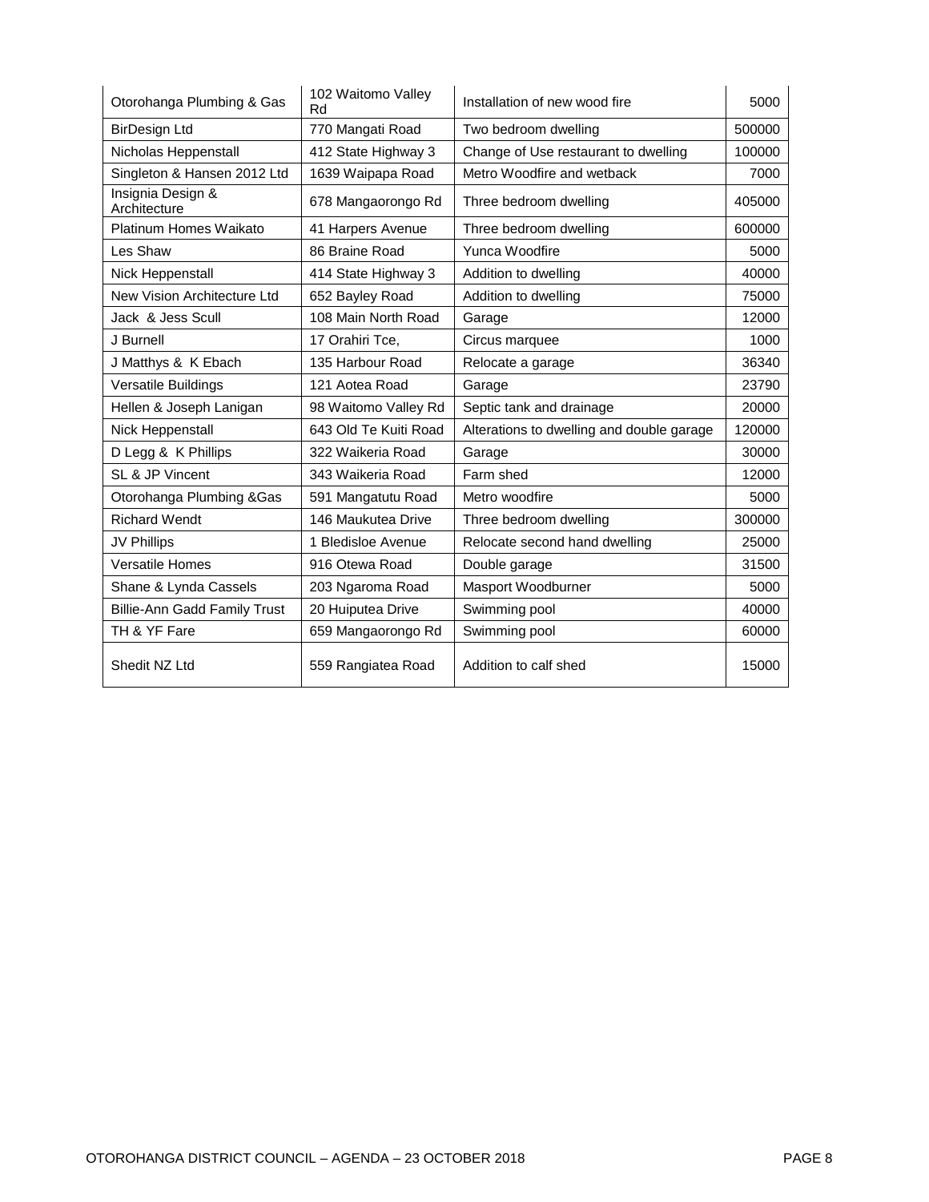| | | | |
|---|---|---|---|
| Otorohanga Plumbing & Gas | 102 Waitomo Valley Rd | Installation of new wood fire | 5000 |
| BirDesign Ltd | 770 Mangati Road | Two bedroom dwelling | 500000 |
| Nicholas Heppenstall | 412 State Highway 3 | Change of Use restaurant to dwelling | 100000 |
| Singleton & Hansen 2012 Ltd | 1639 Waipapa Road | Metro Woodfire and wetback | 7000 |
| Insignia Design & Architecture | 678 Mangaorongo Rd | Three bedroom dwelling | 405000 |
| Platinum Homes Waikato | 41 Harpers Avenue | Three bedroom dwelling | 600000 |
| Les Shaw | 86 Braine Road | Yunca Woodfire | 5000 |
| Nick Heppenstall | 414 State Highway 3 | Addition to dwelling | 40000 |
| New Vision Architecture Ltd | 652 Bayley Road | Addition to dwelling | 75000 |
| Jack & Jess Scull | 108 Main North Road | Garage | 12000 |
| J Burnell | 17 Orahiri Tce, | Circus marquee | 1000 |
| J Matthys & K Ebach | 135 Harbour Road | Relocate a garage | 36340 |
| Versatile Buildings | 121 Aotea Road | Garage | 23790 |
| Hellen & Joseph Lanigan | 98 Waitomo Valley Rd | Septic tank and drainage | 20000 |
| Nick Heppenstall | 643 Old Te Kuiti Road | Alterations to dwelling and double garage | 120000 |
| D Legg & K Phillips | 322 Waikeria Road | Garage | 30000 |
| SL & JP Vincent | 343 Waikeria Road | Farm shed | 12000 |
| Otorohanga Plumbing &Gas | 591 Mangatutu Road | Metro woodfire | 5000 |
| Richard Wendt | 146 Maukutea Drive | Three bedroom dwelling | 300000 |
| JV Phillips | 1 Bledisloe Avenue | Relocate second hand dwelling | 25000 |
| Versatile Homes | 916 Otewa Road | Double garage | 31500 |
| Shane & Lynda Cassels | 203 Ngaroma Road | Masport Woodburner | 5000 |
| Billie-Ann Gadd Family Trust | 20 Huiputea Drive | Swimming pool | 40000 |
| TH & YF Fare | 659 Mangaorongo Rd | Swimming pool | 60000 |
| Shedit NZ Ltd | 559 Rangiatea Road | Addition to calf shed | 15000 |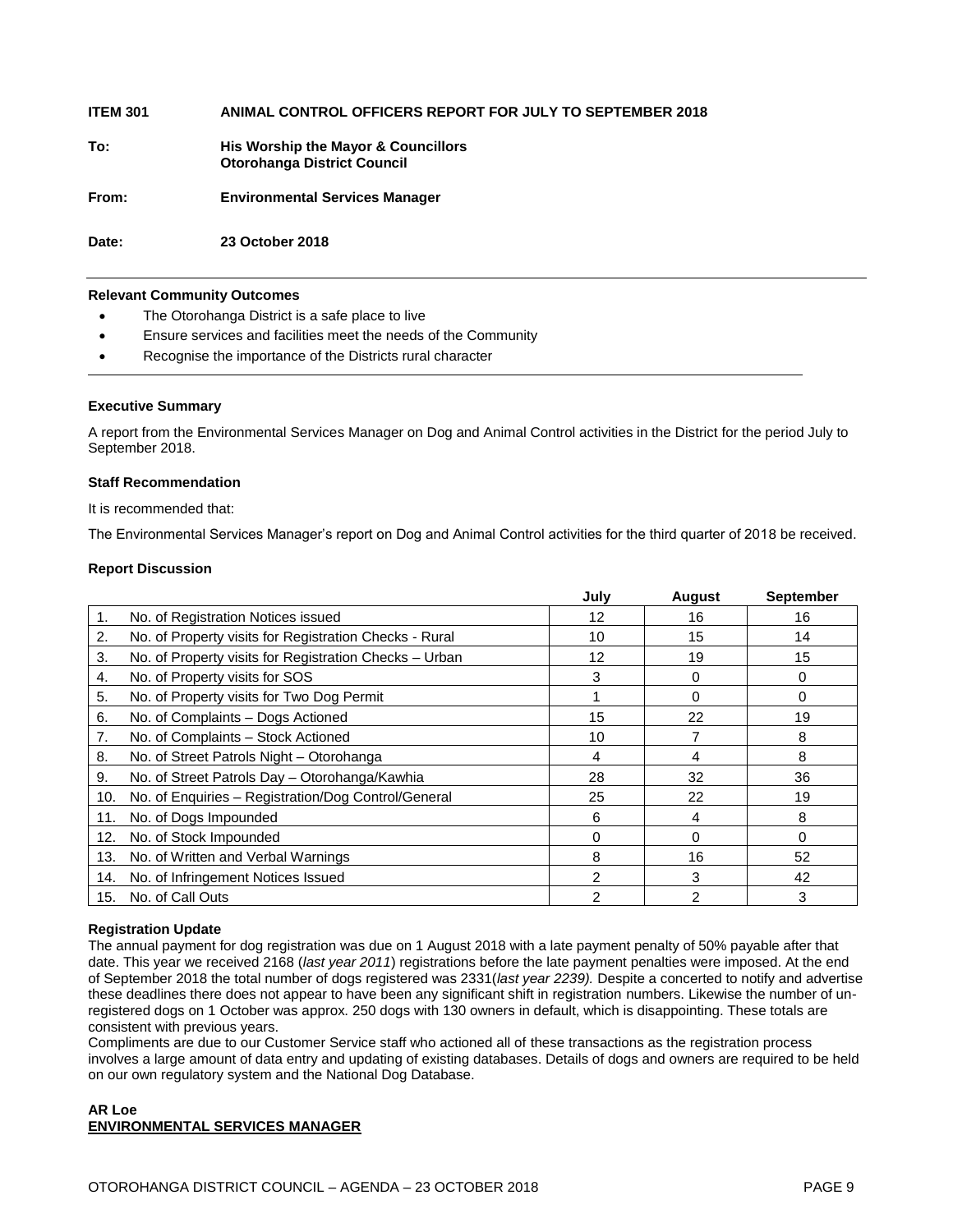**ITEM 301 ANIMAL CONTROL OFFICERS REPORT FOR JULY TO SEPTEMBER 2018**

**To:** **His Worship the Mayor & Councillors**
**Otorohanga District Council**

**From:** **Environmental Services Manager**

**Date:** **23 October 2018**

---

**Relevant Community Outcomes**

- The Otorohanga District is a safe place to live
- Ensure services and facilities meet the needs of the Community
- Recognise the importance of the Districts rural character

---

**Executive Summary**

A report from the Environmental Services Manager on Dog and Animal Control activities in the District for the period July to September 2018.

**Staff Recommendation**

It is recommended that:

The Environmental Services Manager's report on Dog and Animal Control activities for the third quarter of 2018 be received.

**Report Discussion**

| | | July | August | September |
|---|---|---|---|---|
| 1. | No. of Registration Notices issued | 12 | 16 | 16 |
| 2. | No. of Property visits for Registration Checks - Rural | 10 | 15 | 14 |
| 3. | No. of Property visits for Registration Checks – Urban | 12 | 19 | 15 |
| 4. | No. of Property visits for SOS | 3 | 0 | 0 |
| 5. | No. of Property visits for Two Dog Permit | 1 | 0 | 0 |
| 6. | No. of Complaints – Dogs Actioned | 15 | 22 | 19 |
| 7. | No. of Complaints – Stock Actioned | 10 | 7 | 8 |
| 8. | No. of Street Patrols Night – Otorohanga | 4 | 4 | 8 |
| 9. | No. of Street Patrols Day – Otorohanga/Kawhia | 28 | 32 | 36 |
| 10. | No. of Enquiries – Registration/Dog Control/General | 25 | 22 | 19 |
| 11. | No. of Dogs Impounded | 6 | 4 | 8 |
| 12. | No. of Stock Impounded | 0 | 0 | 0 |
| 13. | No. of Written and Verbal Warnings | 8 | 16 | 52 |
| 14. | No. of Infringement Notices Issued | 2 | 3 | 42 |
| 15. | No. of Call Outs | 2 | 2 | 3 |

**Registration Update**

The annual payment for dog registration was due on 1 August 2018 with a late payment penalty of 50% payable after that date. This year we received 2168 (*last year 2011*) registrations before the late payment penalties were imposed. At the end of September 2018 the total number of dogs registered was 2331(*last year 2239).* Despite a concerted to notify and advertise these deadlines there does not appear to have been any significant shift in registration numbers. Likewise the number of un-registered dogs on 1 October was approx. 250 dogs with 130 owners in default, which is disappointing. These totals are consistent with previous years.

Compliments are due to our Customer Service staff who actioned all of these transactions as the registration process involves a large amount of data entry and updating of existing databases. Details of dogs and owners are required to be held on our own regulatory system and the National Dog Database.

**AR Loe**
**ENVIRONMENTAL SERVICES MANAGER**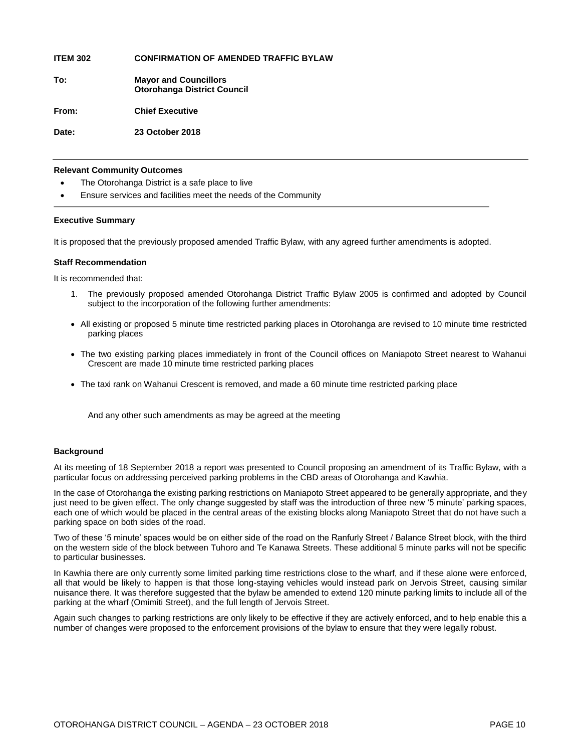**ITEM 302 CONFIRMATION OF AMENDED TRAFFIC BYLAW**

**To: Mayor and Councillors**
**Otorohanga District Council**

**From: Chief Executive**

**Date: 23 October 2018**

---

**Relevant Community Outcomes**

- The Otorohanga District is a safe place to live
- Ensure services and facilities meet the needs of the Community

---

**Executive Summary**

It is proposed that the previously proposed amended Traffic Bylaw, with any agreed further amendments is adopted.

**Staff Recommendation**

It is recommended that:

1. The previously proposed amended Otorohanga District Traffic Bylaw 2005 is confirmed and adopted by Council subject to the incorporation of the following further amendments:

- All existing or proposed 5 minute time restricted parking places in Otorohanga are revised to 10 minute time restricted parking places
- The two existing parking places immediately in front of the Council offices on Maniapoto Street nearest to Wahanui Crescent are made 10 minute time restricted parking places
- The taxi rank on Wahanui Crescent is removed, and made a 60 minute time restricted parking place

And any other such amendments as may be agreed at the meeting

**Background**

At its meeting of 18 September 2018 a report was presented to Council proposing an amendment of its Traffic Bylaw, with a particular focus on addressing perceived parking problems in the CBD areas of Otorohanga and Kawhia.

In the case of Otorohanga the existing parking restrictions on Maniapoto Street appeared to be generally appropriate, and they just need to be given effect. The only change suggested by staff was the introduction of three new '5 minute' parking spaces, each one of which would be placed in the central areas of the existing blocks along Maniapoto Street that do not have such a parking space on both sides of the road.

Two of these '5 minute' spaces would be on either side of the road on the Ranfurly Street / Balance Street block, with the third on the western side of the block between Tuhoro and Te Kanawa Streets. These additional 5 minute parks will not be specific to particular businesses.

In Kawhia there are only currently some limited parking time restrictions close to the wharf, and if these alone were enforced, all that would be likely to happen is that those long-staying vehicles would instead park on Jervois Street, causing similar nuisance there. It was therefore suggested that the bylaw be amended to extend 120 minute parking limits to include all of the parking at the wharf (Omimiti Street), and the full length of Jervois Street.

Again such changes to parking restrictions are only likely to be effective if they are actively enforced, and to help enable this a number of changes were proposed to the enforcement provisions of the bylaw to ensure that they were legally robust.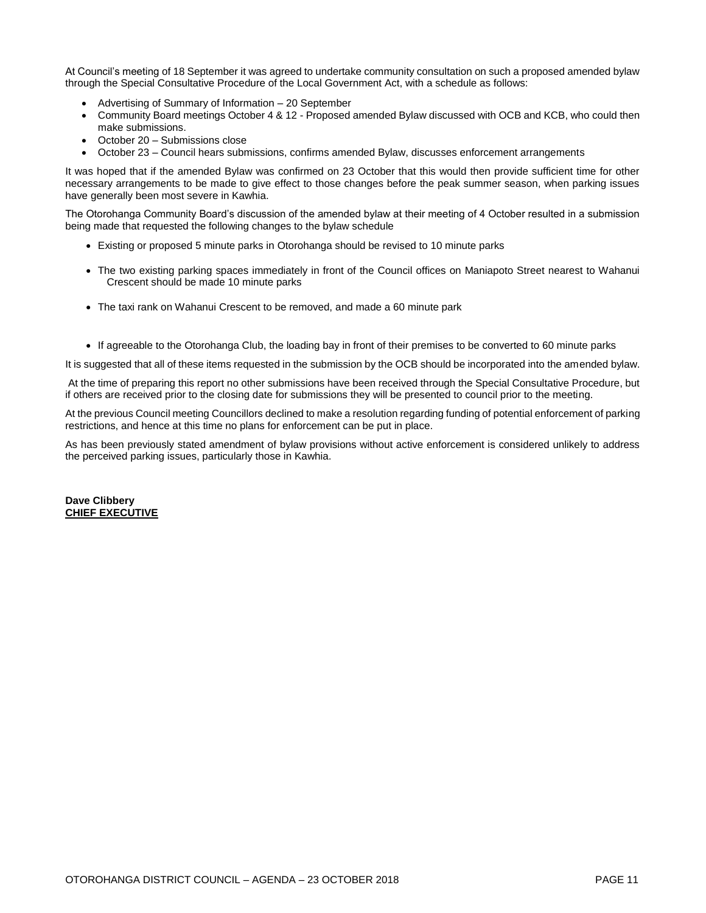At Council's meeting of 18 September it was agreed to undertake community consultation on such a proposed amended bylaw through the Special Consultative Procedure of the Local Government Act, with a schedule as follows:

- Advertising of Summary of Information – 20 September
- Community Board meetings October 4 & 12 - Proposed amended Bylaw discussed with OCB and KCB, who could then make submissions.
- October 20 – Submissions close
- October 23 – Council hears submissions, confirms amended Bylaw, discusses enforcement arrangements

It was hoped that if the amended Bylaw was confirmed on 23 October that this would then provide sufficient time for other necessary arrangements to be made to give effect to those changes before the peak summer season, when parking issues have generally been most severe in Kawhia.

The Otorohanga Community Board's discussion of the amended bylaw at their meeting of 4 October resulted in a submission being made that requested the following changes to the bylaw schedule

- Existing or proposed 5 minute parks in Otorohanga should be revised to 10 minute parks
- The two existing parking spaces immediately in front of the Council offices on Maniapoto Street nearest to Wahanui Crescent should be made 10 minute parks
- The taxi rank on Wahanui Crescent to be removed, and made a 60 minute park
- If agreeable to the Otorohanga Club, the loading bay in front of their premises to be converted to 60 minute parks

It is suggested that all of these items requested in the submission by the OCB should be incorporated into the amended bylaw.

At the time of preparing this report no other submissions have been received through the Special Consultative Procedure, but if others are received prior to the closing date for submissions they will be presented to council prior to the meeting.

At the previous Council meeting Councillors declined to make a resolution regarding funding of potential enforcement of parking restrictions, and hence at this time no plans for enforcement can be put in place.

As has been previously stated amendment of bylaw provisions without active enforcement is considered unlikely to address the perceived parking issues, particularly those in Kawhia.

**Dave Clibbery**
**CHIEF EXECUTIVE**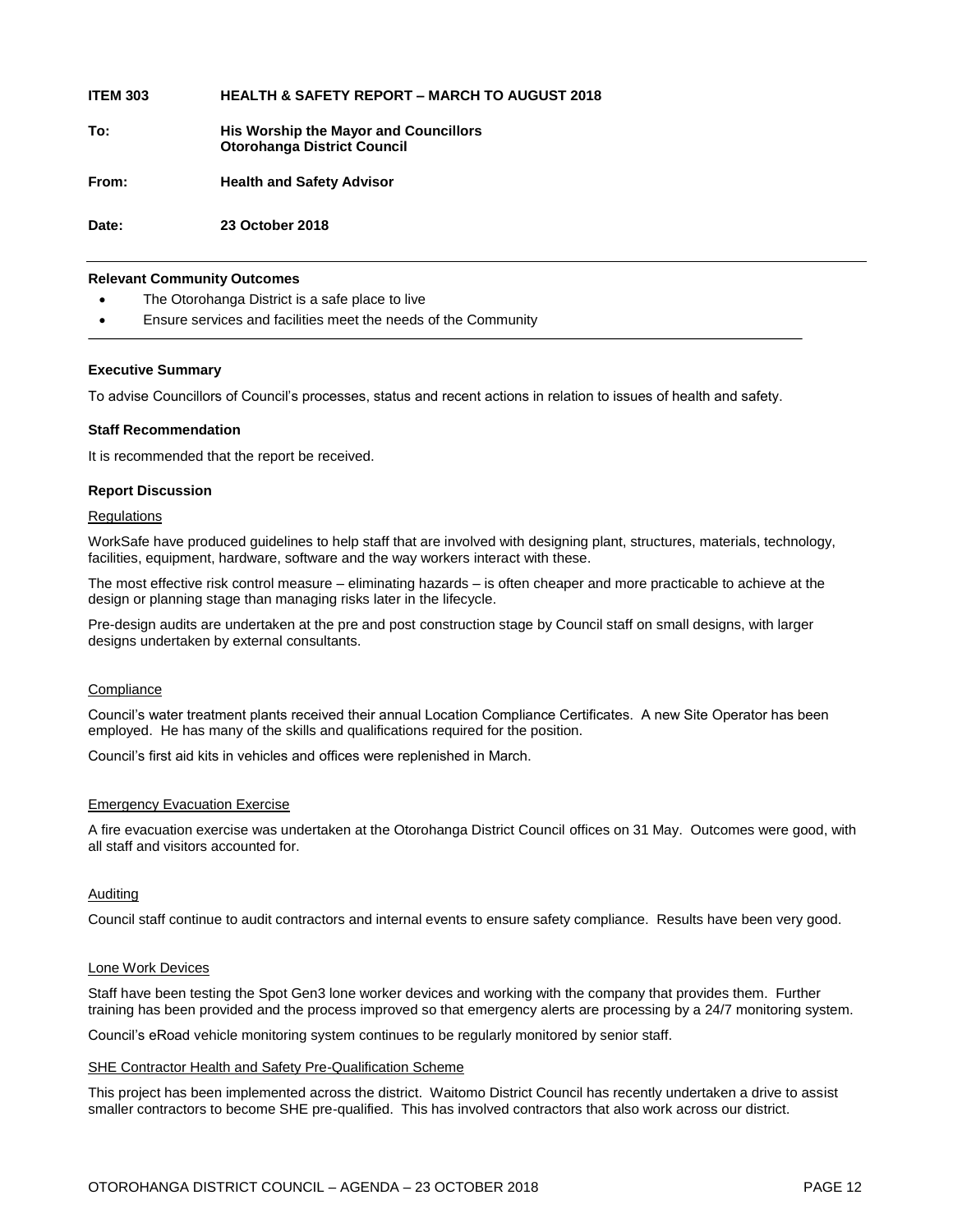**ITEM 303 HEALTH & SAFETY REPORT – MARCH TO AUGUST 2018**

**To:** **His Worship the Mayor and Councillors**
**Otorohanga District Council**

**From:** **Health and Safety Advisor**

**Date:** **23 October 2018**

---

**Relevant Community Outcomes**

- The Otorohanga District is a safe place to live
- Ensure services and facilities meet the needs of the Community

---

**Executive Summary**

To advise Councillors of Council's processes, status and recent actions in relation to issues of health and safety.

**Staff Recommendation**

It is recommended that the report be received.

**Report Discussion**

Regulations

WorkSafe have produced guidelines to help staff that are involved with designing plant, structures, materials, technology, facilities, equipment, hardware, software and the way workers interact with these.

The most effective risk control measure – eliminating hazards – is often cheaper and more practicable to achieve at the design or planning stage than managing risks later in the lifecycle.

Pre-design audits are undertaken at the pre and post construction stage by Council staff on small designs, with larger designs undertaken by external consultants.

Compliance

Council's water treatment plants received their annual Location Compliance Certificates. A new Site Operator has been employed. He has many of the skills and qualifications required for the position.

Council's first aid kits in vehicles and offices were replenished in March.

Emergency Evacuation Exercise

A fire evacuation exercise was undertaken at the Otorohanga District Council offices on 31 May. Outcomes were good, with all staff and visitors accounted for.

Auditing

Council staff continue to audit contractors and internal events to ensure safety compliance. Results have been very good.

Lone Work Devices

Staff have been testing the Spot Gen3 lone worker devices and working with the company that provides them. Further training has been provided and the process improved so that emergency alerts are processing by a 24/7 monitoring system.

Council's eRoad vehicle monitoring system continues to be regularly monitored by senior staff.

SHE Contractor Health and Safety Pre-Qualification Scheme

This project has been implemented across the district. Waitomo District Council has recently undertaken a drive to assist smaller contractors to become SHE pre-qualified. This has involved contractors that also work across our district.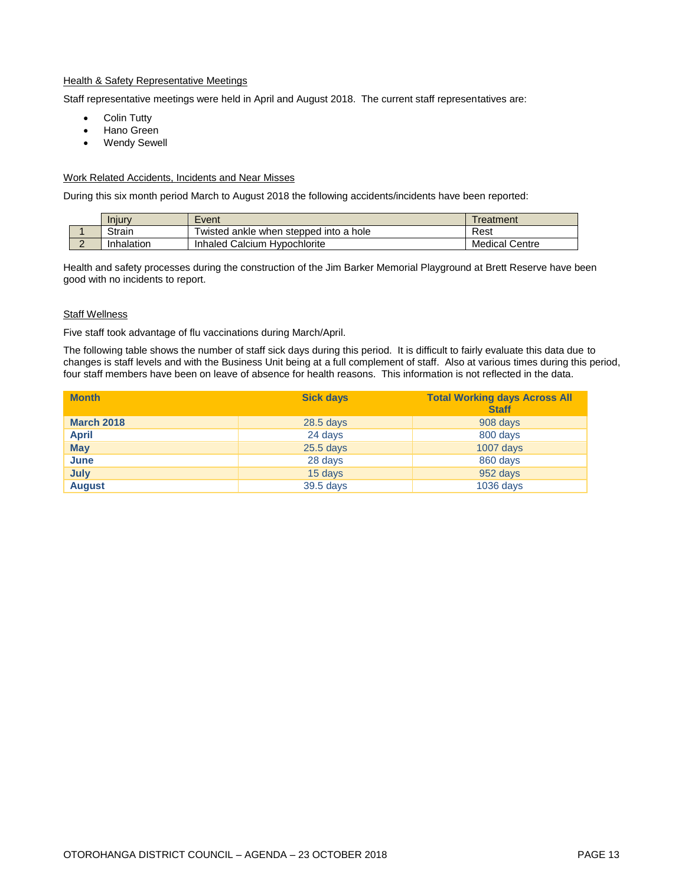Health & Safety Representative Meetings

Staff representative meetings were held in April and August 2018. The current staff representatives are:

- Colin Tutty
- Hano Green
- Wendy Sewell

Work Related Accidents, Incidents and Near Misses

During this six month period March to August 2018 the following accidents/incidents have been reported:

| | Injury | Event | Treatment |
|---|---|---|---|
| 1 | Strain | Twisted ankle when stepped into a hole | Rest |
| 2 | Inhalation | Inhaled Calcium Hypochlorite | Medical Centre |

Health and safety processes during the construction of the Jim Barker Memorial Playground at Brett Reserve have been good with no incidents to report.

Staff Wellness

Five staff took advantage of flu vaccinations during March/April.

The following table shows the number of staff sick days during this period. It is difficult to fairly evaluate this data due to changes is staff levels and with the Business Unit being at a full complement of staff. Also at various times during this period, four staff members have been on leave of absence for health reasons. This information is not reflected in the data.

| Month | Sick days | Total Working days Across All Staff |
|---|---|---|
| **March 2018** | 28.5 days | 908 days |
| **April** | 24 days | 800 days |
| **May** | 25.5 days | 1007 days |
| **June** | 28 days | 860 days |
| **July** | 15 days | 952 days |
| **August** | 39.5 days | 1036 days |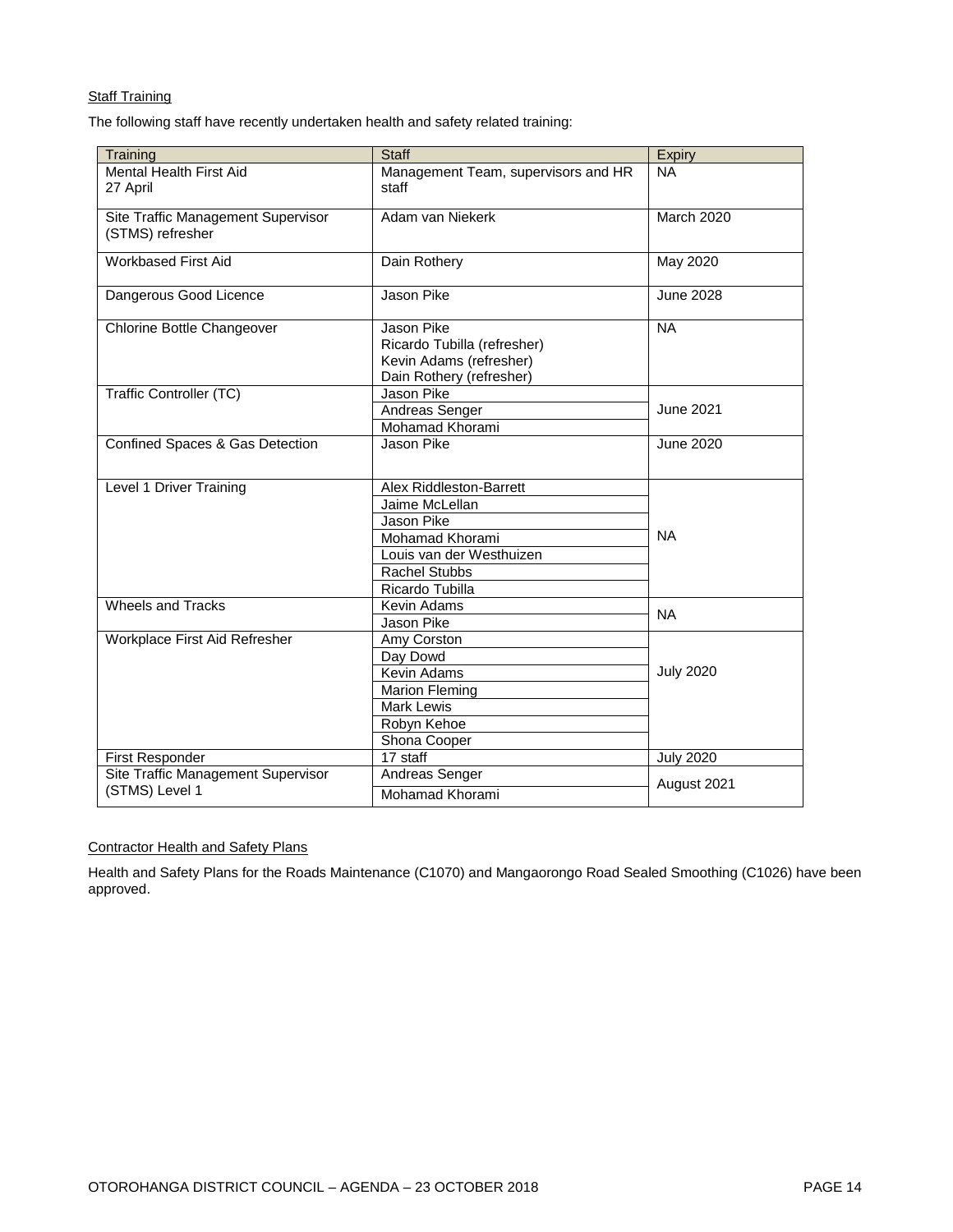Staff Training

The following staff have recently undertaken health and safety related training:

| Training | Staff | Expiry |
|---|---|---|
| Mental Health First Aid<br>27 April | Management Team, supervisors and HR staff | NA |
| Site Traffic Management Supervisor (STMS) refresher | Adam van Niekerk | March 2020 |
| Workbased First Aid | Dain Rothery | May 2020 |
| Dangerous Good Licence | Jason Pike | June 2028 |
| Chlorine Bottle Changeover | Jason Pike<br>Ricardo Tubilla (refresher)<br>Kevin Adams (refresher)<br>Dain Rothery (refresher) | NA |
| Traffic Controller (TC) | Jason Pike<br>Andreas Senger<br>Mohamad Khorami | June 2021 |
| Confined Spaces & Gas Detection | Jason Pike | June 2020 |
| Level 1 Driver Training | Alex Riddleston-Barrett<br>Jaime McLellan<br>Jason Pike<br>Mohamad Khorami<br>Louis van der Westhuizen<br>Rachel Stubbs<br>Ricardo Tubilla | NA |
| Wheels and Tracks | Kevin Adams<br>Jason Pike | NA |
| Workplace First Aid Refresher | Amy Corston<br>Day Dowd<br>Kevin Adams<br>Marion Fleming<br>Mark Lewis<br>Robyn Kehoe<br>Shona Cooper | July 2020 |
| First Responder | 17 staff | July 2020 |
| Site Traffic Management Supervisor (STMS) Level 1 | Andreas Senger<br>Mohamad Khorami | August 2021 |

Contractor Health and Safety Plans

Health and Safety Plans for the Roads Maintenance (C1070) and Mangaorongo Road Sealed Smoothing (C1026) have been approved.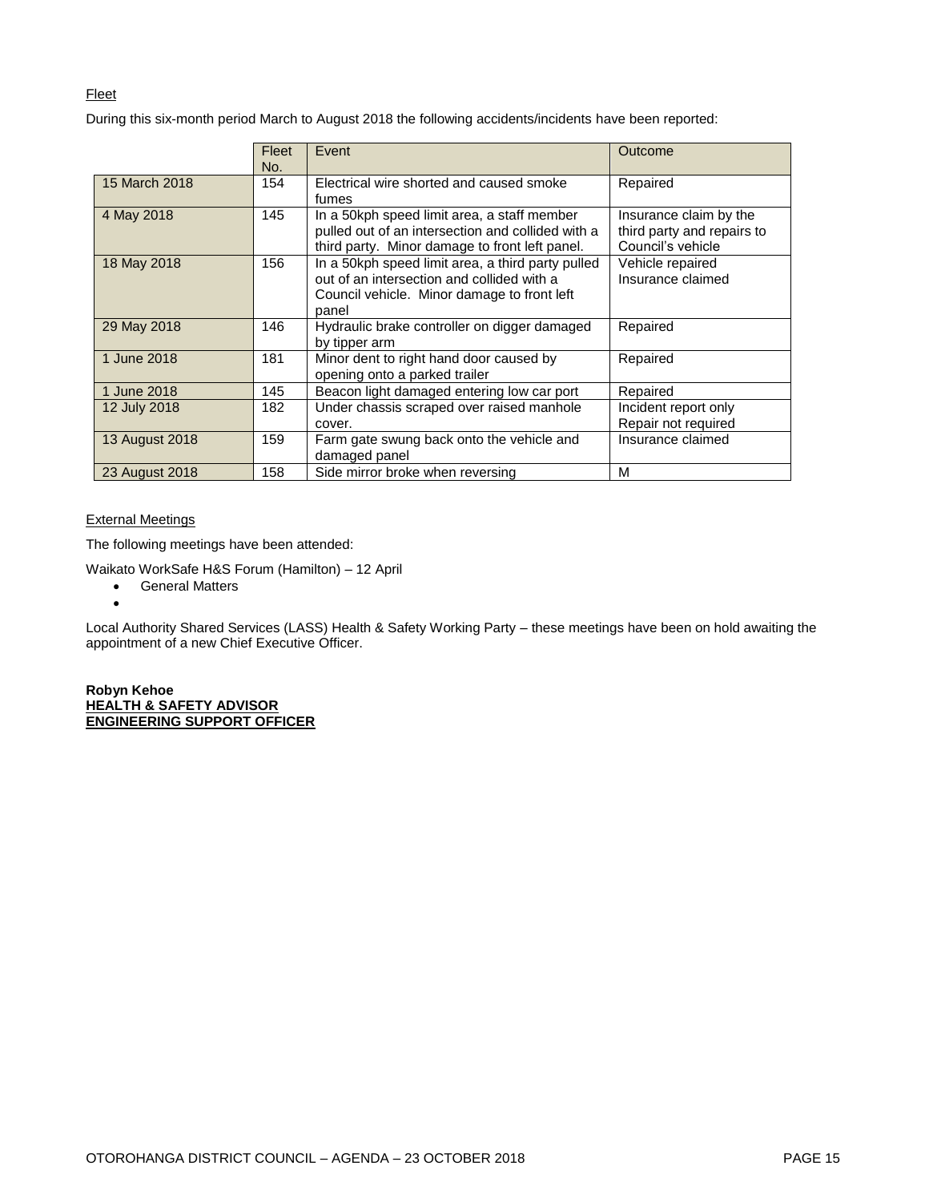Fleet

During this six-month period March to August 2018 the following accidents/incidents have been reported:

| | Fleet No. | Event | Outcome |
|---|---|---|---|
| 15 March 2018 | 154 | Electrical wire shorted and caused smoke fumes | Repaired |
| 4 May 2018 | 145 | In a 50kph speed limit area, a staff member pulled out of an intersection and collided with a third party. Minor damage to front left panel. | Insurance claim by the third party and repairs to Council's vehicle |
| 18 May 2018 | 156 | In a 50kph speed limit area, a third party pulled out of an intersection and collided with a Council vehicle. Minor damage to front left panel | Vehicle repaired Insurance claimed |
| 29 May 2018 | 146 | Hydraulic brake controller on digger damaged by tipper arm | Repaired |
| 1 June 2018 | 181 | Minor dent to right hand door caused by opening onto a parked trailer | Repaired |
| 1 June 2018 | 145 | Beacon light damaged entering low car port | Repaired |
| 12 July 2018 | 182 | Under chassis scraped over raised manhole cover. | Incident report only Repair not required |
| 13 August 2018 | 159 | Farm gate swung back onto the vehicle and damaged panel | Insurance claimed |
| 23 August 2018 | 158 | Side mirror broke when reversing | M |

External Meetings

The following meetings have been attended:

Waikato WorkSafe H&S Forum (Hamilton) – 12 April

- General Matters
- 

Local Authority Shared Services (LASS) Health & Safety Working Party – these meetings have been on hold awaiting the appointment of a new Chief Executive Officer.

**Robyn Kehoe**
**HEALTH & SAFETY ADVISOR**
**ENGINEERING SUPPORT OFFICER**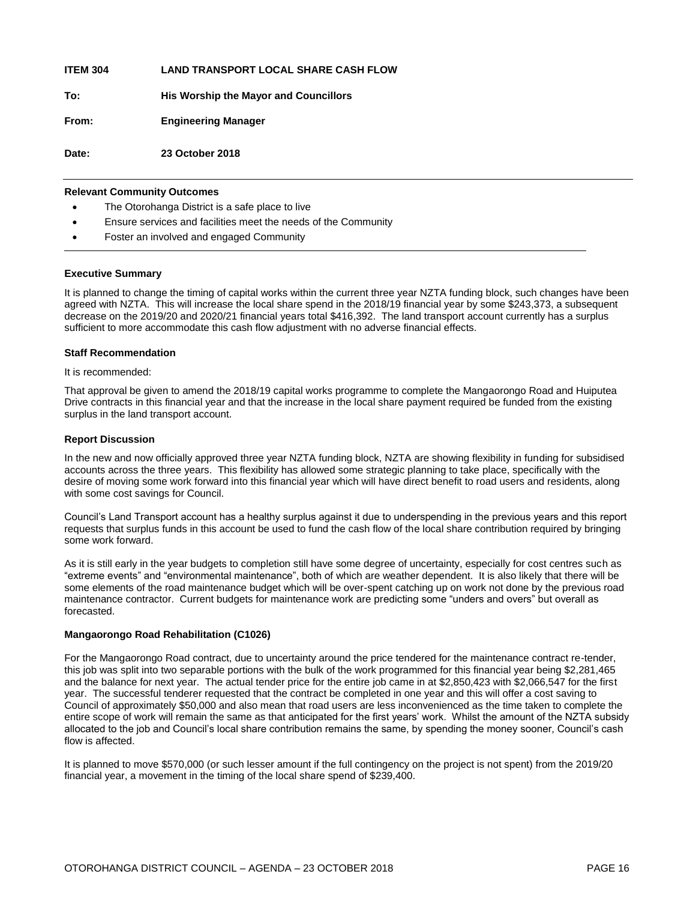**ITEM 304 LAND TRANSPORT LOCAL SHARE CASH FLOW**

**To: His Worship the Mayor and Councillors**

**From: Engineering Manager**

**Date: 23 October 2018**

---

**Relevant Community Outcomes**

- The Otorohanga District is a safe place to live
- Ensure services and facilities meet the needs of the Community
- Foster an involved and engaged Community

---

**Executive Summary**

It is planned to change the timing of capital works within the current three year NZTA funding block, such changes have been agreed with NZTA. This will increase the local share spend in the 2018/19 financial year by some $243,373, a subsequent decrease on the 2019/20 and 2020/21 financial years total $416,392. The land transport account currently has a surplus sufficient to more accommodate this cash flow adjustment with no adverse financial effects.

**Staff Recommendation**

It is recommended:

That approval be given to amend the 2018/19 capital works programme to complete the Mangaorongo Road and Huiputea Drive contracts in this financial year and that the increase in the local share payment required be funded from the existing surplus in the land transport account.

**Report Discussion**

In the new and now officially approved three year NZTA funding block, NZTA are showing flexibility in funding for subsidised accounts across the three years. This flexibility has allowed some strategic planning to take place, specifically with the desire of moving some work forward into this financial year which will have direct benefit to road users and residents, along with some cost savings for Council.

Council's Land Transport account has a healthy surplus against it due to underspending in the previous years and this report requests that surplus funds in this account be used to fund the cash flow of the local share contribution required by bringing some work forward.

As it is still early in the year budgets to completion still have some degree of uncertainty, especially for cost centres such as "extreme events" and "environmental maintenance", both of which are weather dependent. It is also likely that there will be some elements of the road maintenance budget which will be over-spent catching up on work not done by the previous road maintenance contractor. Current budgets for maintenance work are predicting some "unders and overs" but overall as forecasted.

**Mangaorongo Road Rehabilitation (C1026)**

For the Mangaorongo Road contract, due to uncertainty around the price tendered for the maintenance contract re-tender, this job was split into two separable portions with the bulk of the work programmed for this financial year being $2,281,465 and the balance for next year. The actual tender price for the entire job came in at $2,850,423 with $2,066,547 for the first year. The successful tenderer requested that the contract be completed in one year and this will offer a cost saving to Council of approximately $50,000 and also mean that road users are less inconvenienced as the time taken to complete the entire scope of work will remain the same as that anticipated for the first years' work. Whilst the amount of the NZTA subsidy allocated to the job and Council's local share contribution remains the same, by spending the money sooner, Council's cash flow is affected.

It is planned to move $570,000 (or such lesser amount if the full contingency on the project is not spent) from the 2019/20 financial year, a movement in the timing of the local share spend of $239,400.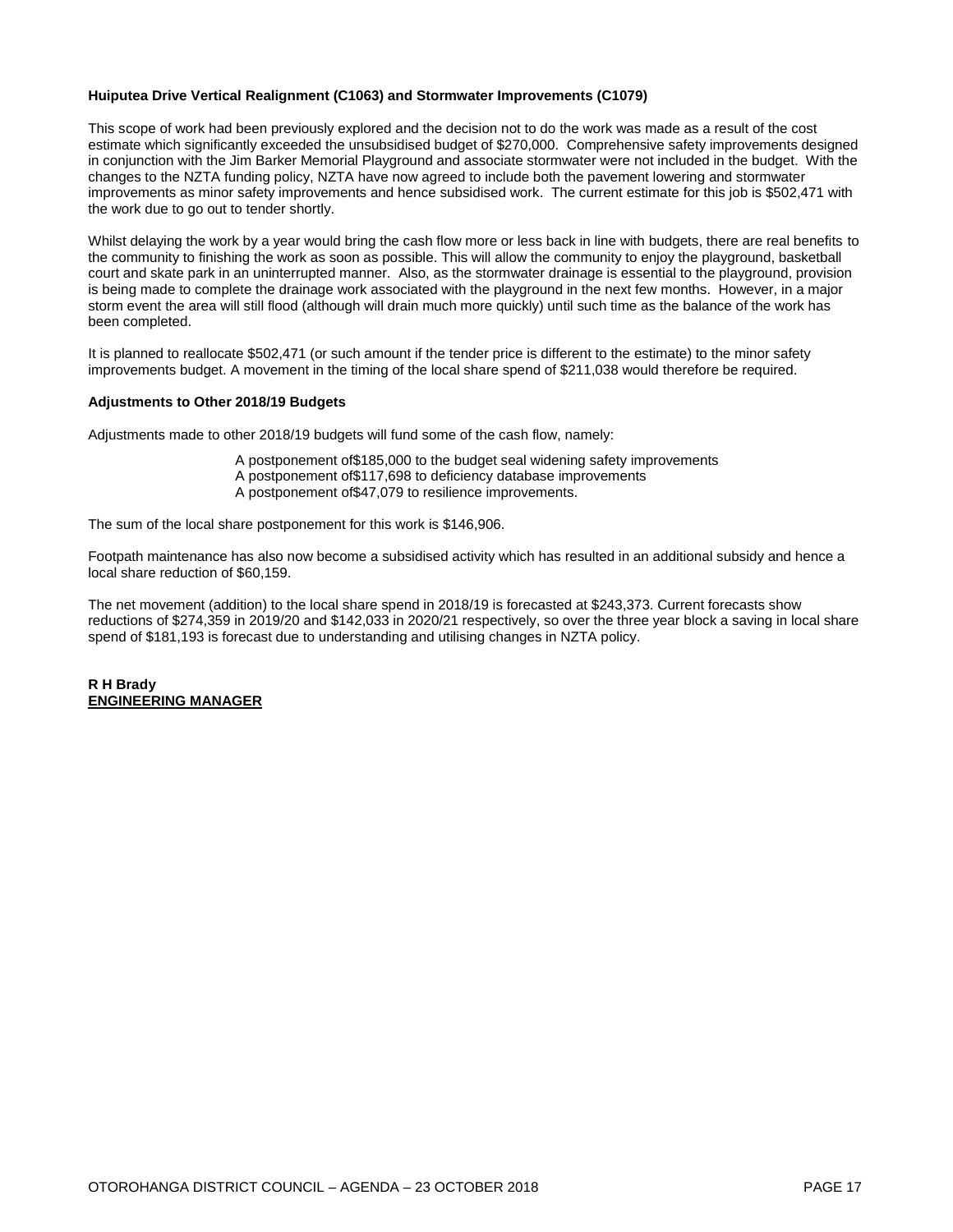**Huiputea Drive Vertical Realignment (C1063) and Stormwater Improvements (C1079)**

This scope of work had been previously explored and the decision not to do the work was made as a result of the cost estimate which significantly exceeded the unsubsidised budget of $270,000. Comprehensive safety improvements designed in conjunction with the Jim Barker Memorial Playground and associate stormwater were not included in the budget. With the changes to the NZTA funding policy, NZTA have now agreed to include both the pavement lowering and stormwater improvements as minor safety improvements and hence subsidised work. The current estimate for this job is $502,471 with the work due to go out to tender shortly.

Whilst delaying the work by a year would bring the cash flow more or less back in line with budgets, there are real benefits to the community to finishing the work as soon as possible. This will allow the community to enjoy the playground, basketball court and skate park in an uninterrupted manner. Also, as the stormwater drainage is essential to the playground, provision is being made to complete the drainage work associated with the playground in the next few months. However, in a major storm event the area will still flood (although will drain much more quickly) until such time as the balance of the work has been completed.

It is planned to reallocate $502,471 (or such amount if the tender price is different to the estimate) to the minor safety improvements budget. A movement in the timing of the local share spend of $211,038 would therefore be required.

**Adjustments to Other 2018/19 Budgets**

Adjustments made to other 2018/19 budgets will fund some of the cash flow, namely:

A postponement of$185,000 to the budget seal widening safety improvements
A postponement of$117,698 to deficiency database improvements
A postponement of$47,079 to resilience improvements.

The sum of the local share postponement for this work is $146,906.

Footpath maintenance has also now become a subsidised activity which has resulted in an additional subsidy and hence a local share reduction of $60,159.

The net movement (addition) to the local share spend in 2018/19 is forecasted at $243,373. Current forecasts show reductions of $274,359 in 2019/20 and $142,033 in 2020/21 respectively, so over the three year block a saving in local share spend of $181,193 is forecast due to understanding and utilising changes in NZTA policy.

**R H Brady**
**ENGINEERING MANAGER**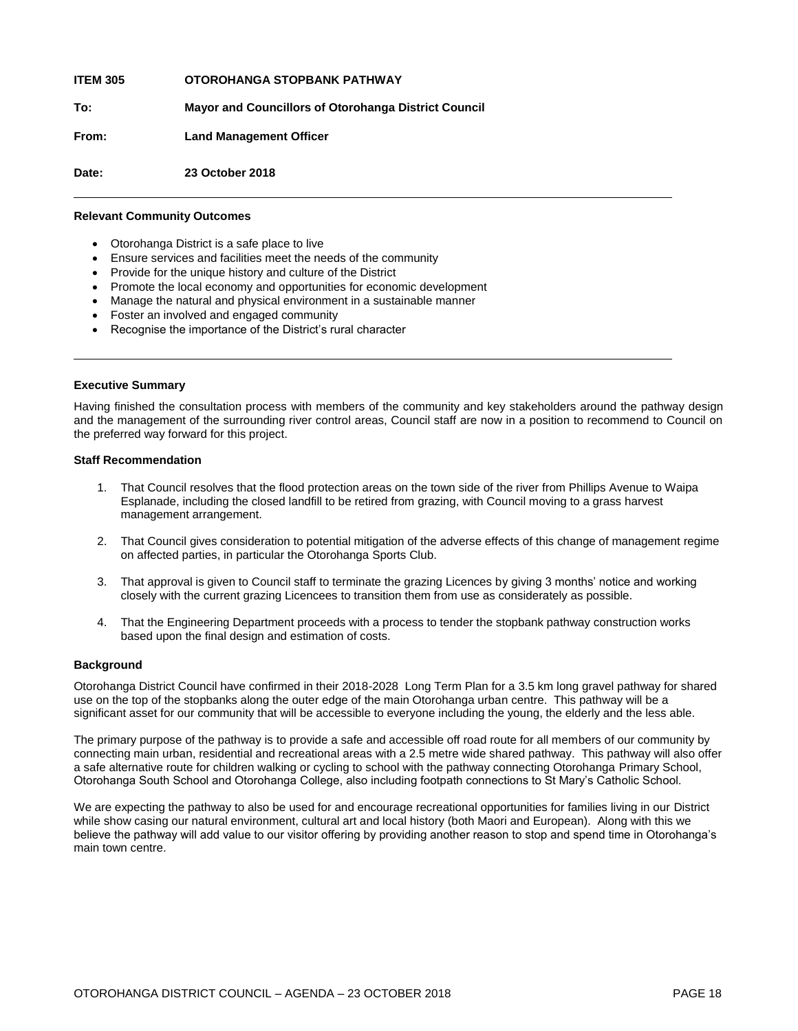**ITEM 305 OTOROHANGA STOPBANK PATHWAY**

**To: Mayor and Councillors of Otorohanga District Council**

**From: Land Management Officer**

**Date: 23 October 2018**

---

**Relevant Community Outcomes**

- Otorohanga District is a safe place to live
- Ensure services and facilities meet the needs of the community
- Provide for the unique history and culture of the District
- Promote the local economy and opportunities for economic development
- Manage the natural and physical environment in a sustainable manner
- Foster an involved and engaged community
- Recognise the importance of the District's rural character

---

**Executive Summary**

Having finished the consultation process with members of the community and key stakeholders around the pathway design and the management of the surrounding river control areas, Council staff are now in a position to recommend to Council on the preferred way forward for this project.

**Staff Recommendation**

1. That Council resolves that the flood protection areas on the town side of the river from Phillips Avenue to Waipa Esplanade, including the closed landfill to be retired from grazing, with Council moving to a grass harvest management arrangement.
2. That Council gives consideration to potential mitigation of the adverse effects of this change of management regime on affected parties, in particular the Otorohanga Sports Club.
3. That approval is given to Council staff to terminate the grazing Licences by giving 3 months' notice and working closely with the current grazing Licencees to transition them from use as considerately as possible.
4. That the Engineering Department proceeds with a process to tender the stopbank pathway construction works based upon the final design and estimation of costs.

**Background**

Otorohanga District Council have confirmed in their 2018-2028 Long Term Plan for a 3.5 km long gravel pathway for shared use on the top of the stopbanks along the outer edge of the main Otorohanga urban centre. This pathway will be a significant asset for our community that will be accessible to everyone including the young, the elderly and the less able.

The primary purpose of the pathway is to provide a safe and accessible off road route for all members of our community by connecting main urban, residential and recreational areas with a 2.5 metre wide shared pathway. This pathway will also offer a safe alternative route for children walking or cycling to school with the pathway connecting Otorohanga Primary School, Otorohanga South School and Otorohanga College, also including footpath connections to St Mary's Catholic School.

We are expecting the pathway to also be used for and encourage recreational opportunities for families living in our District while show casing our natural environment, cultural art and local history (both Maori and European). Along with this we believe the pathway will add value to our visitor offering by providing another reason to stop and spend time in Otorohanga's main town centre.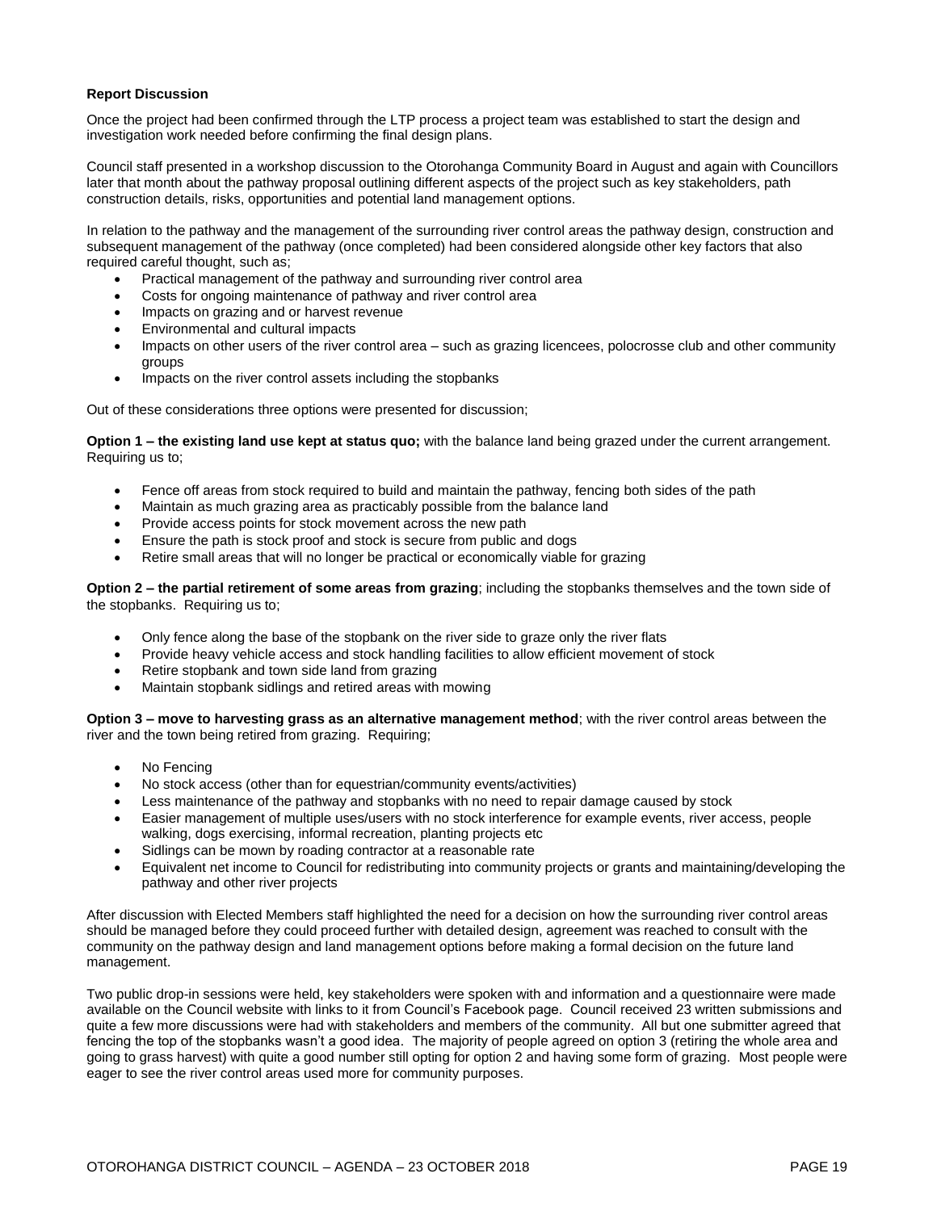**Report Discussion**

Once the project had been confirmed through the LTP process a project team was established to start the design and investigation work needed before confirming the final design plans.

Council staff presented in a workshop discussion to the Otorohanga Community Board in August and again with Councillors later that month about the pathway proposal outlining different aspects of the project such as key stakeholders, path construction details, risks, opportunities and potential land management options.

In relation to the pathway and the management of the surrounding river control areas the pathway design, construction and subsequent management of the pathway (once completed) had been considered alongside other key factors that also required careful thought, such as;

- Practical management of the pathway and surrounding river control area
- Costs for ongoing maintenance of pathway and river control area
- Impacts on grazing and or harvest revenue
- Environmental and cultural impacts
- Impacts on other users of the river control area – such as grazing licencees, polocrosse club and other community groups
- Impacts on the river control assets including the stopbanks

Out of these considerations three options were presented for discussion;

**Option 1 – the existing land use kept at status quo;** with the balance land being grazed under the current arrangement. Requiring us to;

- Fence off areas from stock required to build and maintain the pathway, fencing both sides of the path
- Maintain as much grazing area as practicably possible from the balance land
- Provide access points for stock movement across the new path
- Ensure the path is stock proof and stock is secure from public and dogs
- Retire small areas that will no longer be practical or economically viable for grazing

**Option 2 – the partial retirement of some areas from grazing**; including the stopbanks themselves and the town side of the stopbanks. Requiring us to;

- Only fence along the base of the stopbank on the river side to graze only the river flats
- Provide heavy vehicle access and stock handling facilities to allow efficient movement of stock
- Retire stopbank and town side land from grazing
- Maintain stopbank sidlings and retired areas with mowing

**Option 3 – move to harvesting grass as an alternative management method**; with the river control areas between the river and the town being retired from grazing. Requiring;

- No Fencing
- No stock access (other than for equestrian/community events/activities)
- Less maintenance of the pathway and stopbanks with no need to repair damage caused by stock
- Easier management of multiple uses/users with no stock interference for example events, river access, people walking, dogs exercising, informal recreation, planting projects etc
- Sidlings can be mown by roading contractor at a reasonable rate
- Equivalent net income to Council for redistributing into community projects or grants and maintaining/developing the pathway and other river projects

After discussion with Elected Members staff highlighted the need for a decision on how the surrounding river control areas should be managed before they could proceed further with detailed design, agreement was reached to consult with the community on the pathway design and land management options before making a formal decision on the future land management.

Two public drop-in sessions were held, key stakeholders were spoken with and information and a questionnaire were made available on the Council website with links to it from Council's Facebook page. Council received 23 written submissions and quite a few more discussions were had with stakeholders and members of the community. All but one submitter agreed that fencing the top of the stopbanks wasn't a good idea. The majority of people agreed on option 3 (retiring the whole area and going to grass harvest) with quite a good number still opting for option 2 and having some form of grazing. Most people were eager to see the river control areas used more for community purposes.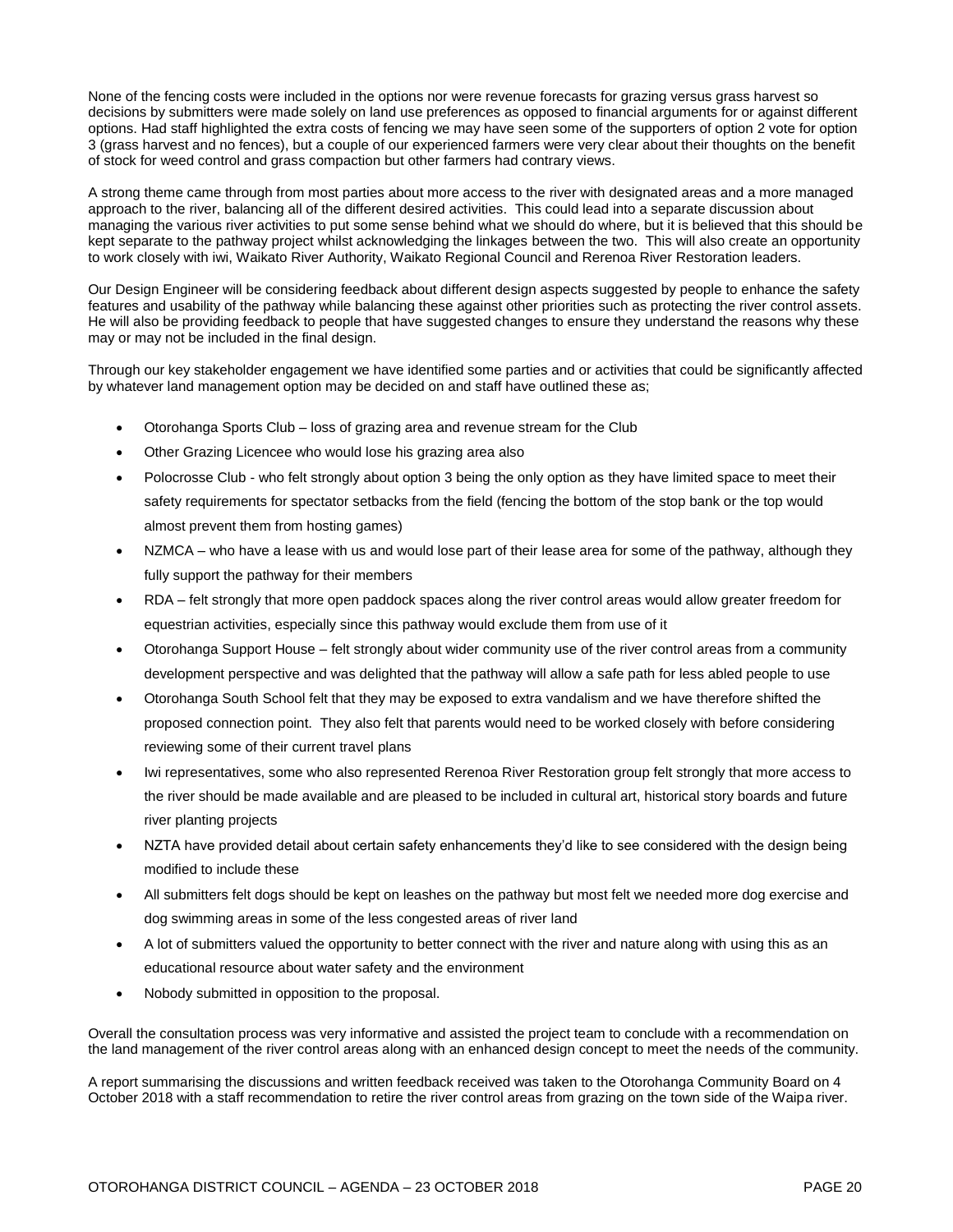None of the fencing costs were included in the options nor were revenue forecasts for grazing versus grass harvest so decisions by submitters were made solely on land use preferences as opposed to financial arguments for or against different options. Had staff highlighted the extra costs of fencing we may have seen some of the supporters of option 2 vote for option 3 (grass harvest and no fences), but a couple of our experienced farmers were very clear about their thoughts on the benefit of stock for weed control and grass compaction but other farmers had contrary views.

A strong theme came through from most parties about more access to the river with designated areas and a more managed approach to the river, balancing all of the different desired activities. This could lead into a separate discussion about managing the various river activities to put some sense behind what we should do where, but it is believed that this should be kept separate to the pathway project whilst acknowledging the linkages between the two. This will also create an opportunity to work closely with iwi, Waikato River Authority, Waikato Regional Council and Rerenoa River Restoration leaders.

Our Design Engineer will be considering feedback about different design aspects suggested by people to enhance the safety features and usability of the pathway while balancing these against other priorities such as protecting the river control assets. He will also be providing feedback to people that have suggested changes to ensure they understand the reasons why these may or may not be included in the final design.

Through our key stakeholder engagement we have identified some parties and or activities that could be significantly affected by whatever land management option may be decided on and staff have outlined these as;

- Otorohanga Sports Club – loss of grazing area and revenue stream for the Club
- Other Grazing Licencee who would lose his grazing area also
- Polocrosse Club - who felt strongly about option 3 being the only option as they have limited space to meet their safety requirements for spectator setbacks from the field (fencing the bottom of the stop bank or the top would almost prevent them from hosting games)
- NZMCA – who have a lease with us and would lose part of their lease area for some of the pathway, although they fully support the pathway for their members
- RDA – felt strongly that more open paddock spaces along the river control areas would allow greater freedom for equestrian activities, especially since this pathway would exclude them from use of it
- Otorohanga Support House – felt strongly about wider community use of the river control areas from a community development perspective and was delighted that the pathway will allow a safe path for less abled people to use
- Otorohanga South School felt that they may be exposed to extra vandalism and we have therefore shifted the proposed connection point. They also felt that parents would need to be worked closely with before considering reviewing some of their current travel plans
- Iwi representatives, some who also represented Rerenoa River Restoration group felt strongly that more access to the river should be made available and are pleased to be included in cultural art, historical story boards and future river planting projects
- NZTA have provided detail about certain safety enhancements they'd like to see considered with the design being modified to include these
- All submitters felt dogs should be kept on leashes on the pathway but most felt we needed more dog exercise and dog swimming areas in some of the less congested areas of river land
- A lot of submitters valued the opportunity to better connect with the river and nature along with using this as an educational resource about water safety and the environment
- Nobody submitted in opposition to the proposal.

Overall the consultation process was very informative and assisted the project team to conclude with a recommendation on the land management of the river control areas along with an enhanced design concept to meet the needs of the community.

A report summarising the discussions and written feedback received was taken to the Otorohanga Community Board on 4 October 2018 with a staff recommendation to retire the river control areas from grazing on the town side of the Waipa river.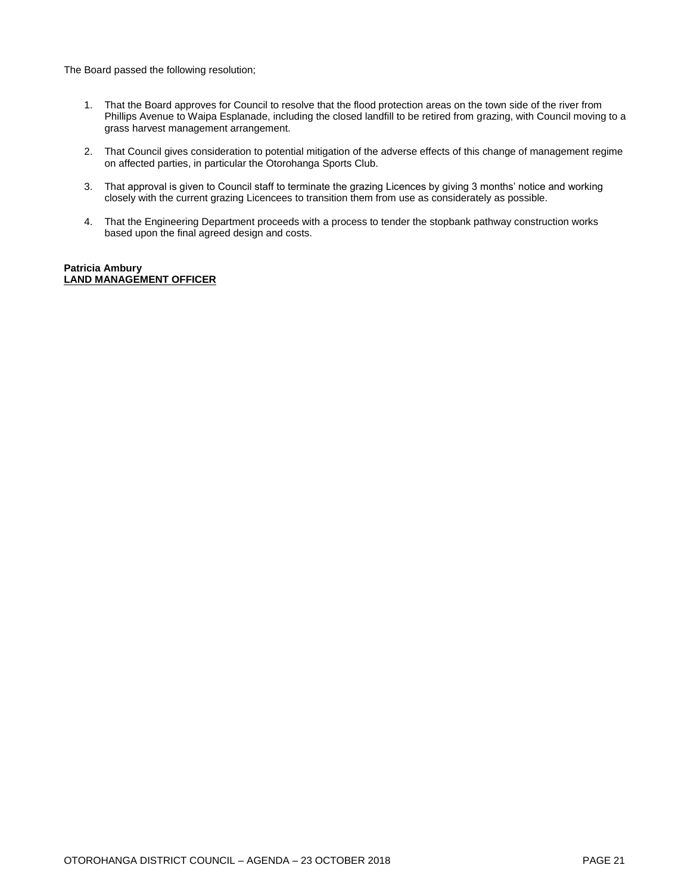The Board passed the following resolution;

1. That the Board approves for Council to resolve that the flood protection areas on the town side of the river from Phillips Avenue to Waipa Esplanade, including the closed landfill to be retired from grazing, with Council moving to a grass harvest management arrangement.

2. That Council gives consideration to potential mitigation of the adverse effects of this change of management regime on affected parties, in particular the Otorohanga Sports Club.

3. That approval is given to Council staff to terminate the grazing Licences by giving 3 months' notice and working closely with the current grazing Licencees to transition them from use as considerately as possible.

4. That the Engineering Department proceeds with a process to tender the stopbank pathway construction works based upon the final agreed design and costs.

**Patricia Ambury**
**<u>LAND MANAGEMENT OFFICER</u>**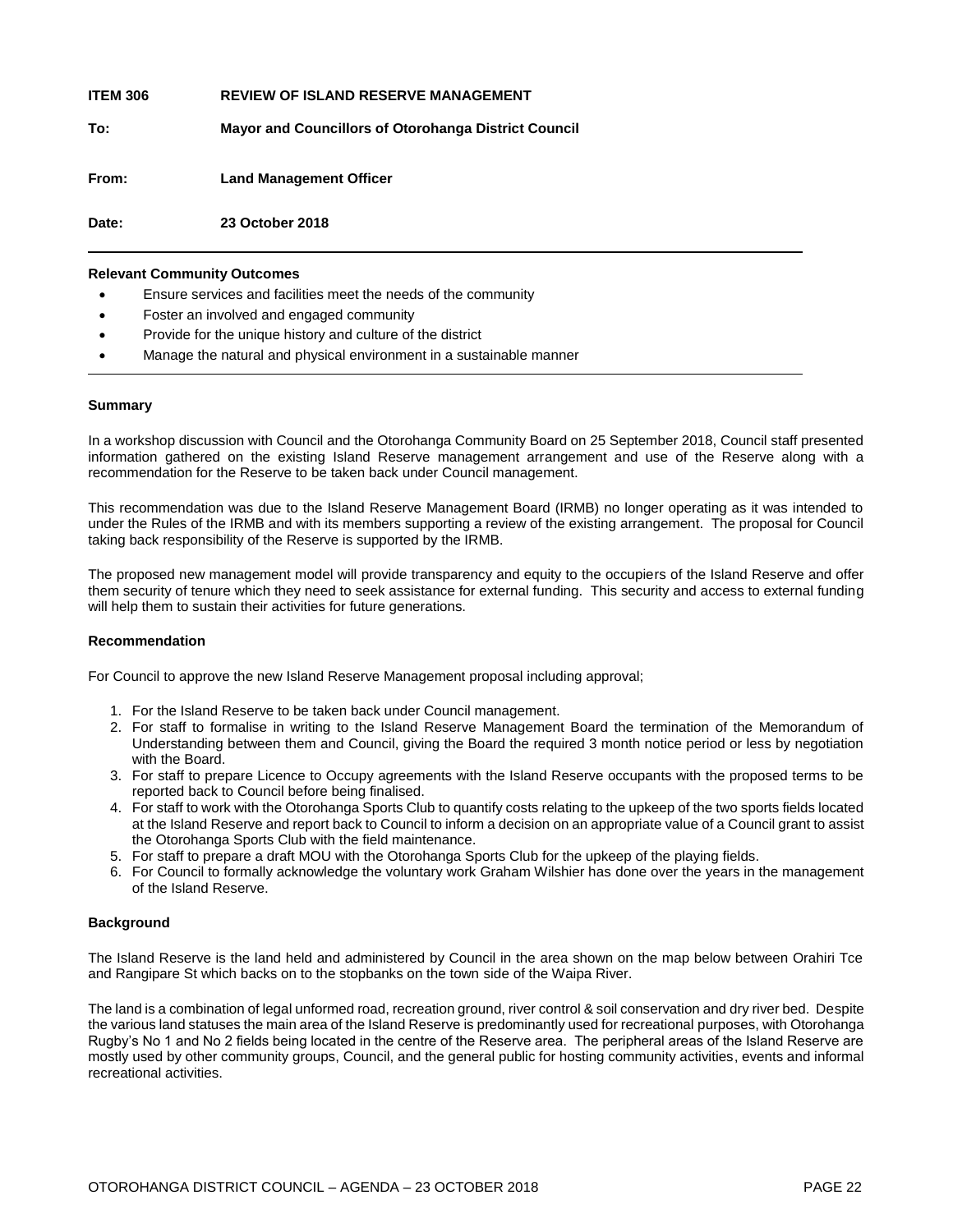**ITEM 306 REVIEW OF ISLAND RESERVE MANAGEMENT**

**To: Mayor and Councillors of Otorohanga District Council**

**From: Land Management Officer**

**Date: 23 October 2018**

---

**Relevant Community Outcomes**

- Ensure services and facilities meet the needs of the community
- Foster an involved and engaged community
- Provide for the unique history and culture of the district
- Manage the natural and physical environment in a sustainable manner

---

**Summary**

In a workshop discussion with Council and the Otorohanga Community Board on 25 September 2018, Council staff presented information gathered on the existing Island Reserve management arrangement and use of the Reserve along with a recommendation for the Reserve to be taken back under Council management.

This recommendation was due to the Island Reserve Management Board (IRMB) no longer operating as it was intended to under the Rules of the IRMB and with its members supporting a review of the existing arrangement. The proposal for Council taking back responsibility of the Reserve is supported by the IRMB.

The proposed new management model will provide transparency and equity to the occupiers of the Island Reserve and offer them security of tenure which they need to seek assistance for external funding. This security and access to external funding will help them to sustain their activities for future generations.

**Recommendation**

For Council to approve the new Island Reserve Management proposal including approval;

1. For the Island Reserve to be taken back under Council management.
2. For staff to formalise in writing to the Island Reserve Management Board the termination of the Memorandum of Understanding between them and Council, giving the Board the required 3 month notice period or less by negotiation with the Board.
3. For staff to prepare Licence to Occupy agreements with the Island Reserve occupants with the proposed terms to be reported back to Council before being finalised.
4. For staff to work with the Otorohanga Sports Club to quantify costs relating to the upkeep of the two sports fields located at the Island Reserve and report back to Council to inform a decision on an appropriate value of a Council grant to assist the Otorohanga Sports Club with the field maintenance.
5. For staff to prepare a draft MOU with the Otorohanga Sports Club for the upkeep of the playing fields.
6. For Council to formally acknowledge the voluntary work Graham Wilshier has done over the years in the management of the Island Reserve.

**Background**

The Island Reserve is the land held and administered by Council in the area shown on the map below between Orahiri Tce and Rangipare St which backs on to the stopbanks on the town side of the Waipa River.

The land is a combination of legal unformed road, recreation ground, river control & soil conservation and dry river bed. Despite the various land statuses the main area of the Island Reserve is predominantly used for recreational purposes, with Otorohanga Rugby's No 1 and No 2 fields being located in the centre of the Reserve area. The peripheral areas of the Island Reserve are mostly used by other community groups, Council, and the general public for hosting community activities, events and informal recreational activities.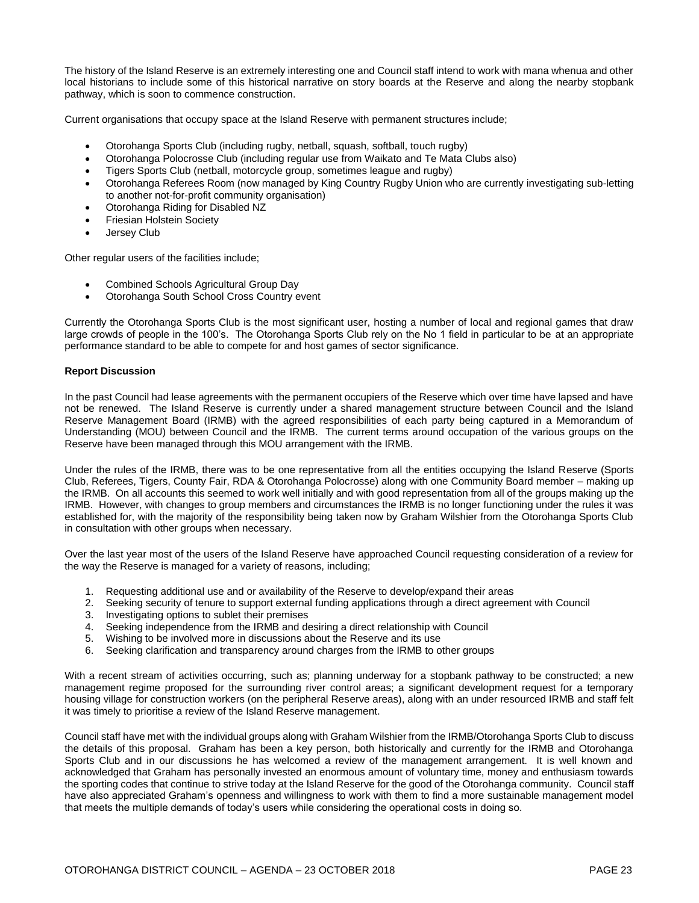The history of the Island Reserve is an extremely interesting one and Council staff intend to work with mana whenua and other local historians to include some of this historical narrative on story boards at the Reserve and along the nearby stopbank pathway, which is soon to commence construction.

Current organisations that occupy space at the Island Reserve with permanent structures include;

- Otorohanga Sports Club (including rugby, netball, squash, softball, touch rugby)
- Otorohanga Polocrosse Club (including regular use from Waikato and Te Mata Clubs also)
- Tigers Sports Club (netball, motorcycle group, sometimes league and rugby)
- Otorohanga Referees Room (now managed by King Country Rugby Union who are currently investigating sub-letting to another not-for-profit community organisation)
- Otorohanga Riding for Disabled NZ
- Friesian Holstein Society
- Jersey Club

Other regular users of the facilities include;

- Combined Schools Agricultural Group Day
- Otorohanga South School Cross Country event

Currently the Otorohanga Sports Club is the most significant user, hosting a number of local and regional games that draw large crowds of people in the 100's. The Otorohanga Sports Club rely on the No 1 field in particular to be at an appropriate performance standard to be able to compete for and host games of sector significance.

**Report Discussion**

In the past Council had lease agreements with the permanent occupiers of the Reserve which over time have lapsed and have not be renewed. The Island Reserve is currently under a shared management structure between Council and the Island Reserve Management Board (IRMB) with the agreed responsibilities of each party being captured in a Memorandum of Understanding (MOU) between Council and the IRMB. The current terms around occupation of the various groups on the Reserve have been managed through this MOU arrangement with the IRMB.

Under the rules of the IRMB, there was to be one representative from all the entities occupying the Island Reserve (Sports Club, Referees, Tigers, County Fair, RDA & Otorohanga Polocrosse) along with one Community Board member – making up the IRMB. On all accounts this seemed to work well initially and with good representation from all of the groups making up the IRMB. However, with changes to group members and circumstances the IRMB is no longer functioning under the rules it was established for, with the majority of the responsibility being taken now by Graham Wilshier from the Otorohanga Sports Club in consultation with other groups when necessary.

Over the last year most of the users of the Island Reserve have approached Council requesting consideration of a review for the way the Reserve is managed for a variety of reasons, including;

1. Requesting additional use and or availability of the Reserve to develop/expand their areas
2. Seeking security of tenure to support external funding applications through a direct agreement with Council
3. Investigating options to sublet their premises
4. Seeking independence from the IRMB and desiring a direct relationship with Council
5. Wishing to be involved more in discussions about the Reserve and its use
6. Seeking clarification and transparency around charges from the IRMB to other groups

With a recent stream of activities occurring, such as; planning underway for a stopbank pathway to be constructed; a new management regime proposed for the surrounding river control areas; a significant development request for a temporary housing village for construction workers (on the peripheral Reserve areas), along with an under resourced IRMB and staff felt it was timely to prioritise a review of the Island Reserve management.

Council staff have met with the individual groups along with Graham Wilshier from the IRMB/Otorohanga Sports Club to discuss the details of this proposal. Graham has been a key person, both historically and currently for the IRMB and Otorohanga Sports Club and in our discussions he has welcomed a review of the management arrangement. It is well known and acknowledged that Graham has personally invested an enormous amount of voluntary time, money and enthusiasm towards the sporting codes that continue to strive today at the Island Reserve for the good of the Otorohanga community. Council staff have also appreciated Graham's openness and willingness to work with them to find a more sustainable management model that meets the multiple demands of today's users while considering the operational costs in doing so.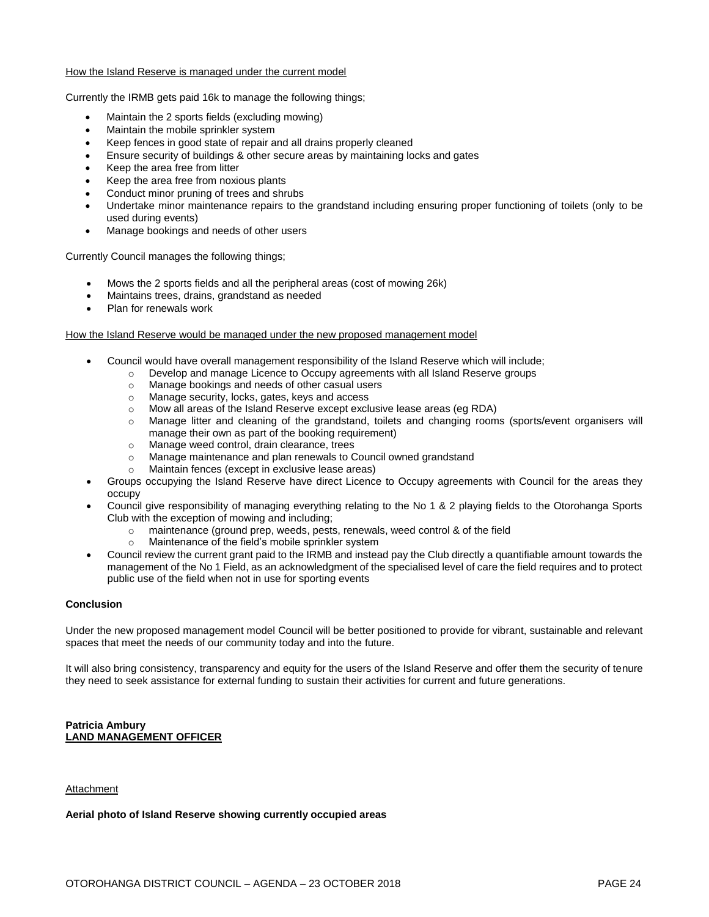How the Island Reserve is managed under the current model

Currently the IRMB gets paid 16k to manage the following things;

- Maintain the 2 sports fields (excluding mowing)
- Maintain the mobile sprinkler system
- Keep fences in good state of repair and all drains properly cleaned
- Ensure security of buildings & other secure areas by maintaining locks and gates
- Keep the area free from litter
- Keep the area free from noxious plants
- Conduct minor pruning of trees and shrubs
- Undertake minor maintenance repairs to the grandstand including ensuring proper functioning of toilets (only to be used during events)
- Manage bookings and needs of other users

Currently Council manages the following things;

- Mows the 2 sports fields and all the peripheral areas (cost of mowing 26k)
- Maintains trees, drains, grandstand as needed
- Plan for renewals work

How the Island Reserve would be managed under the new proposed management model

- Council would have overall management responsibility of the Island Reserve which will include;
  - Develop and manage Licence to Occupy agreements with all Island Reserve groups
  - Manage bookings and needs of other casual users
  - Manage security, locks, gates, keys and access
  - Mow all areas of the Island Reserve except exclusive lease areas (eg RDA)
  - Manage litter and cleaning of the grandstand, toilets and changing rooms (sports/event organisers will manage their own as part of the booking requirement)
  - Manage weed control, drain clearance, trees
  - Manage maintenance and plan renewals to Council owned grandstand
  - Maintain fences (except in exclusive lease areas)
- Groups occupying the Island Reserve have direct Licence to Occupy agreements with Council for the areas they occupy
- Council give responsibility of managing everything relating to the No 1 & 2 playing fields to the Otorohanga Sports Club with the exception of mowing and including;
  - maintenance (ground prep, weeds, pests, renewals, weed control & of the field
  - Maintenance of the field's mobile sprinkler system
- Council review the current grant paid to the IRMB and instead pay the Club directly a quantifiable amount towards the management of the No 1 Field, as an acknowledgment of the specialised level of care the field requires and to protect public use of the field when not in use for sporting events

**Conclusion**

Under the new proposed management model Council will be better positioned to provide for vibrant, sustainable and relevant spaces that meet the needs of our community today and into the future.

It will also bring consistency, transparency and equity for the users of the Island Reserve and offer them the security of tenure they need to seek assistance for external funding to sustain their activities for current and future generations.

**Patricia Ambury**
**LAND MANAGEMENT OFFICER**

Attachment

**Aerial photo of Island Reserve showing currently occupied areas**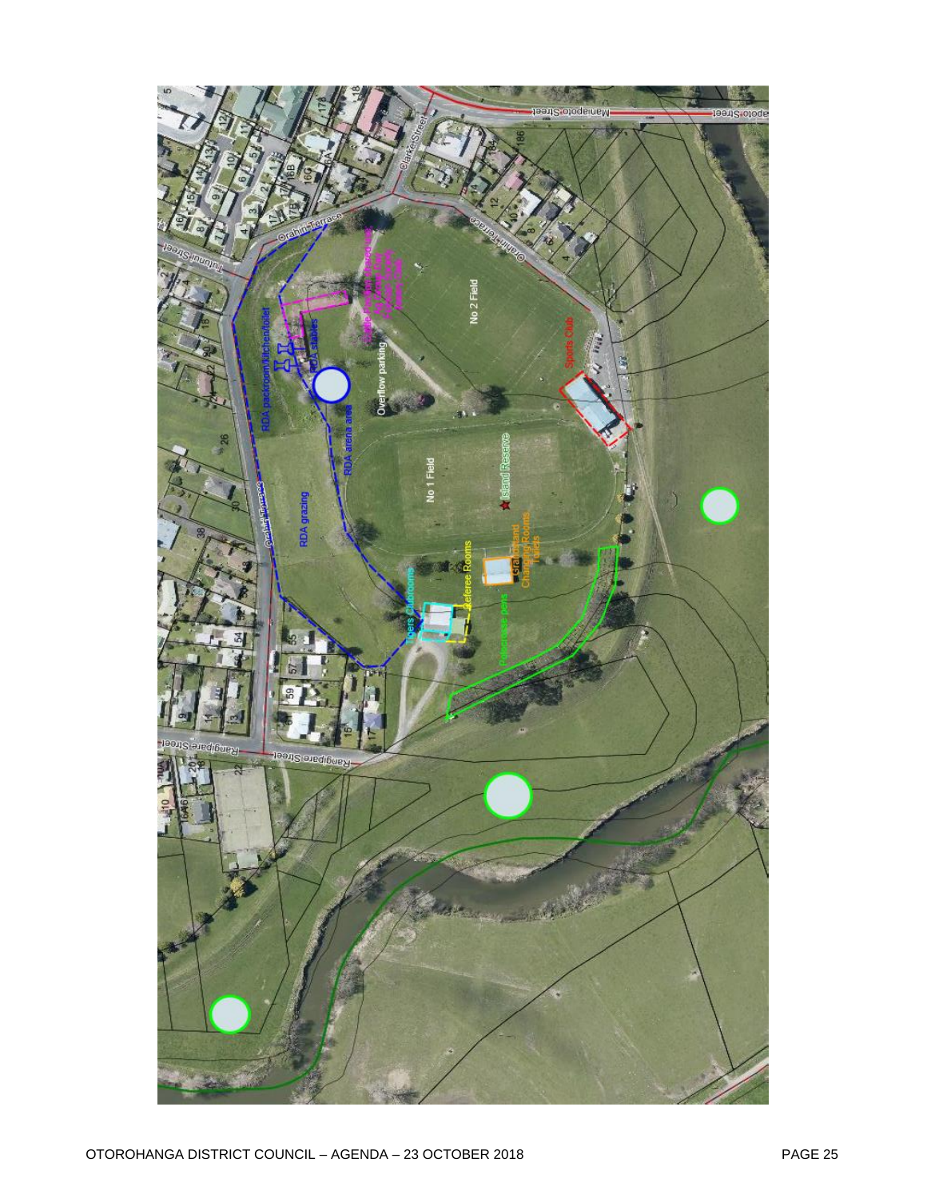Manapoto Street

Clarke Street

Orahiri Terrace

Tuhunui Street

RDA packroom/kitchen/toilet

RDA stables

RDA arena area

RDA grazing

Overflow parking

No 2 Field

Sports Club

No 1 Field

Island Reserve

Grandstand Changing Rooms Toilets

Referee Rooms

Tigers Clubrooms

Rodeo pens

Rangipare Street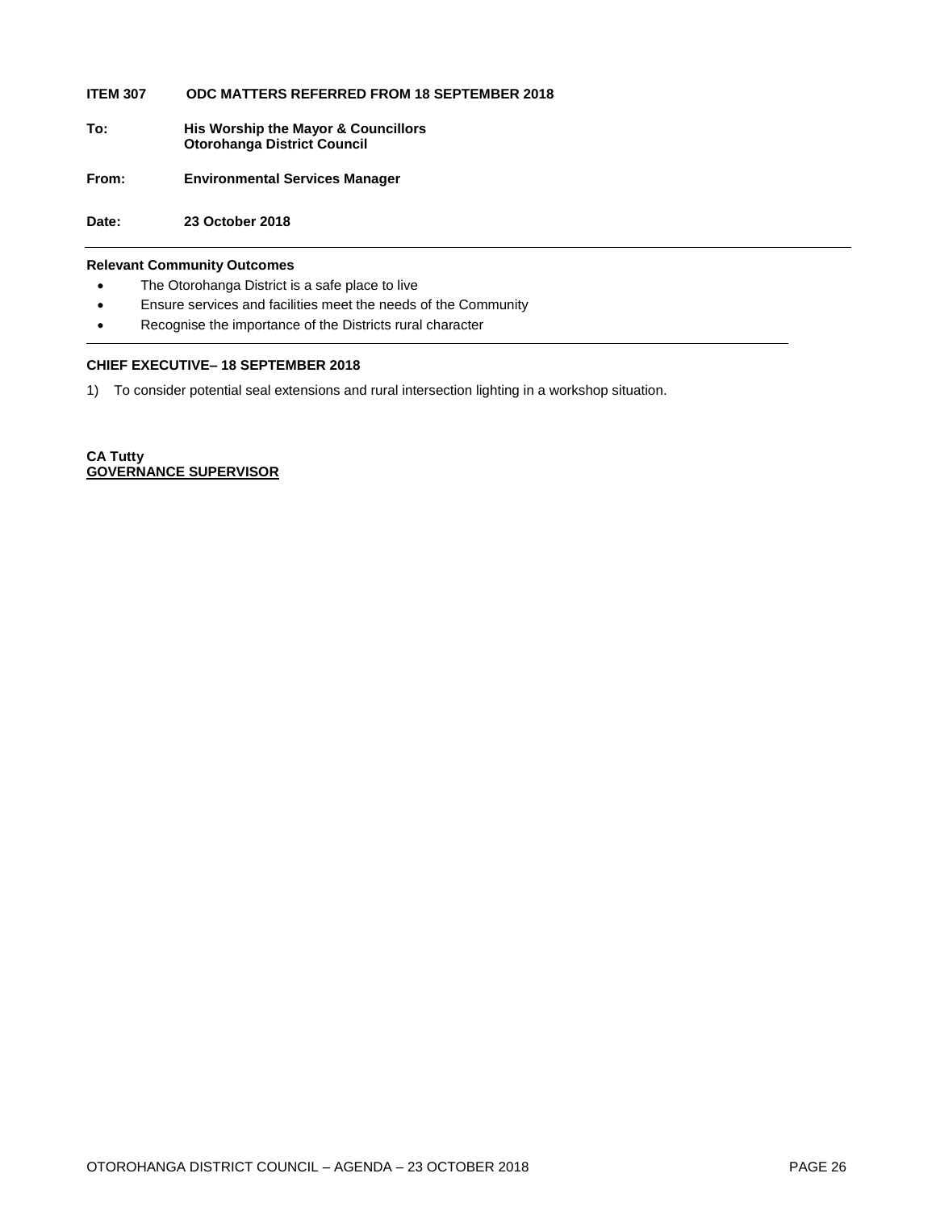**ITEM 307 ODC MATTERS REFERRED FROM 18 SEPTEMBER 2018**

**To:** **His Worship the Mayor & Councillors**
**Otorohanga District Council**

**From:** **Environmental Services Manager**

**Date:** **23 October 2018**

---

**Relevant Community Outcomes**

- The Otorohanga District is a safe place to live
- Ensure services and facilities meet the needs of the Community
- Recognise the importance of the Districts rural character

---

**CHIEF EXECUTIVE– 18 SEPTEMBER 2018**

1) To consider potential seal extensions and rural intersection lighting in a workshop situation.

**CA Tutty**
**GOVERNANCE SUPERVISOR**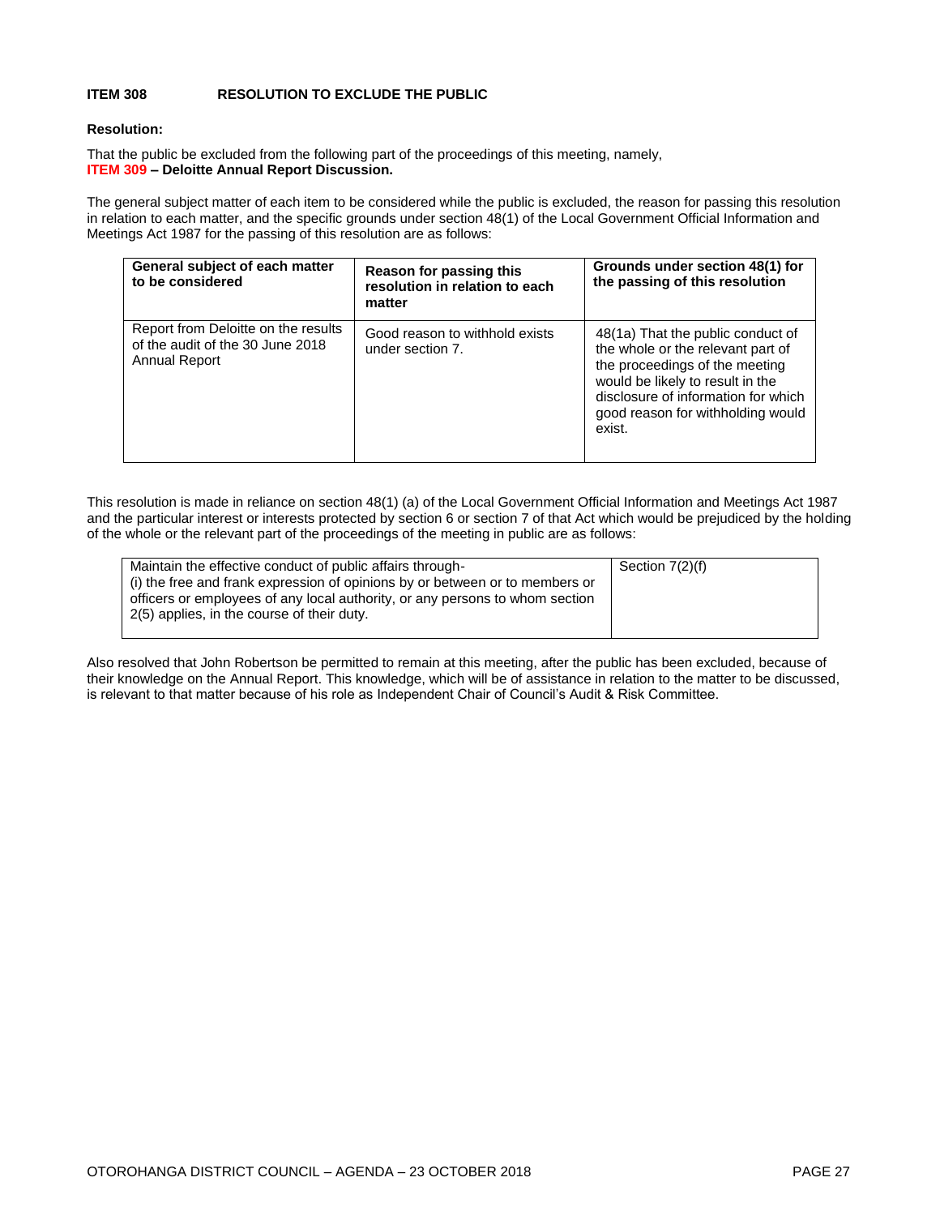**ITEM 308 RESOLUTION TO EXCLUDE THE PUBLIC**

**Resolution:**

That the public be excluded from the following part of the proceedings of this meeting, namely,
**ITEM 309 – Deloitte Annual Report Discussion.**

The general subject matter of each item to be considered while the public is excluded, the reason for passing this resolution in relation to each matter, and the specific grounds under section 48(1) of the Local Government Official Information and Meetings Act 1987 for the passing of this resolution are as follows:

| General subject of each matter to be considered | Reason for passing this resolution in relation to each matter | Grounds under section 48(1) for the passing of this resolution |
|---|---|---|
| Report from Deloitte on the results of the audit of the 30 June 2018 Annual Report | Good reason to withhold exists under section 7. | 48(1a) That the public conduct of the whole or the relevant part of the proceedings of the meeting would be likely to result in the disclosure of information for which good reason for withholding would exist. |

This resolution is made in reliance on section 48(1) (a) of the Local Government Official Information and Meetings Act 1987 and the particular interest or interests protected by section 6 or section 7 of that Act which would be prejudiced by the holding of the whole or the relevant part of the proceedings of the meeting in public are as follows:

| | |
|---|---|
| Maintain the effective conduct of public affairs through-<br>(i) the free and frank expression of opinions by or between or to members or officers or employees of any local authority, or any persons to whom section 2(5) applies, in the course of their duty. | Section 7(2)(f) |

Also resolved that John Robertson be permitted to remain at this meeting, after the public has been excluded, because of their knowledge on the Annual Report. This knowledge, which will be of assistance in relation to the matter to be discussed, is relevant to that matter because of his role as Independent Chair of Council's Audit & Risk Committee.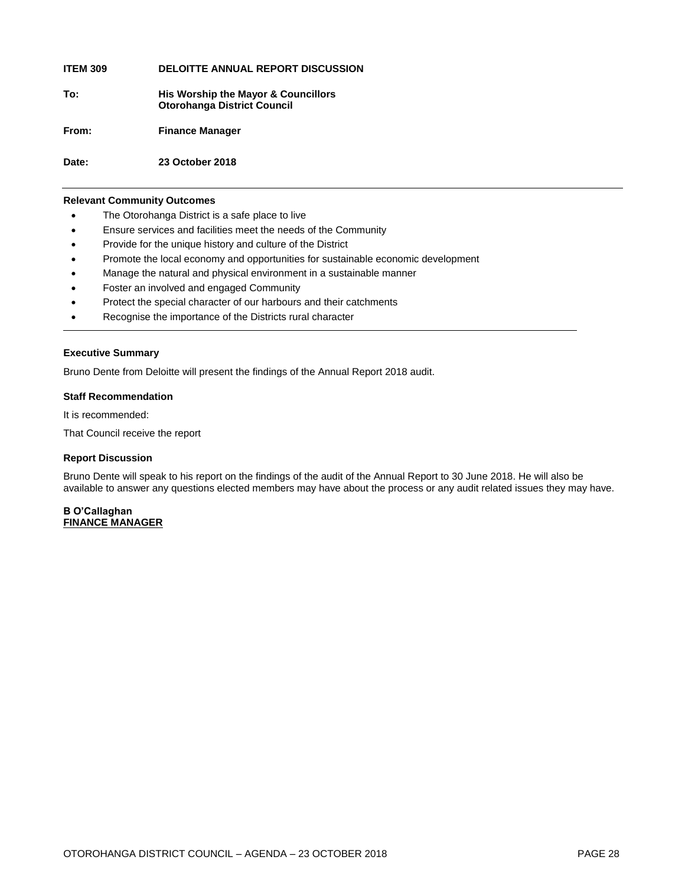**ITEM 309 DELOITTE ANNUAL REPORT DISCUSSION**

**To:** **His Worship the Mayor & Councillors**
**Otorohanga District Council**

**From:** **Finance Manager**

**Date:** **23 October 2018**

---

**Relevant Community Outcomes**

- The Otorohanga District is a safe place to live
- Ensure services and facilities meet the needs of the Community
- Provide for the unique history and culture of the District
- Promote the local economy and opportunities for sustainable economic development
- Manage the natural and physical environment in a sustainable manner
- Foster an involved and engaged Community
- Protect the special character of our harbours and their catchments
- Recognise the importance of the Districts rural character

---

**Executive Summary**

Bruno Dente from Deloitte will present the findings of the Annual Report 2018 audit.

**Staff Recommendation**

It is recommended:

That Council receive the report

**Report Discussion**

Bruno Dente will speak to his report on the findings of the audit of the Annual Report to 30 June 2018. He will also be available to answer any questions elected members may have about the process or any audit related issues they may have.

**B O'Callaghan**
**FINANCE MANAGER**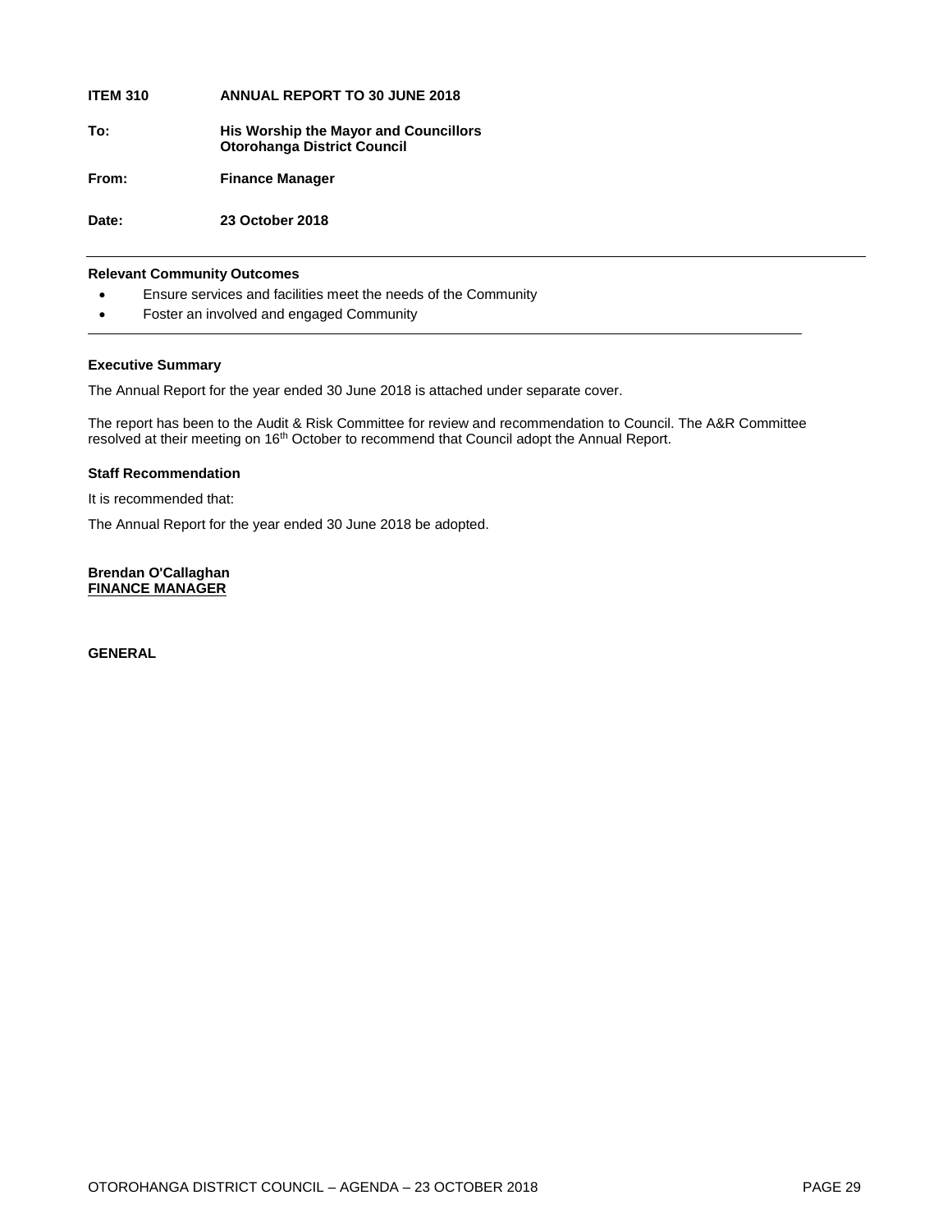**ITEM 310 ANNUAL REPORT TO 30 JUNE 2018**

**To:** **His Worship the Mayor and Councillors**
**Otorohanga District Council**

**From:** **Finance Manager**

**Date:** **23 October 2018**

---

**Relevant Community Outcomes**

- Ensure services and facilities meet the needs of the Community
- Foster an involved and engaged Community

---

**Executive Summary**

The Annual Report for the year ended 30 June 2018 is attached under separate cover.

The report has been to the Audit & Risk Committee for review and recommendation to Council. The A&R Committee resolved at their meeting on 16th October to recommend that Council adopt the Annual Report.

**Staff Recommendation**

It is recommended that:

The Annual Report for the year ended 30 June 2018 be adopted.

**Brendan O'Callaghan**
**FINANCE MANAGER**

**GENERAL**